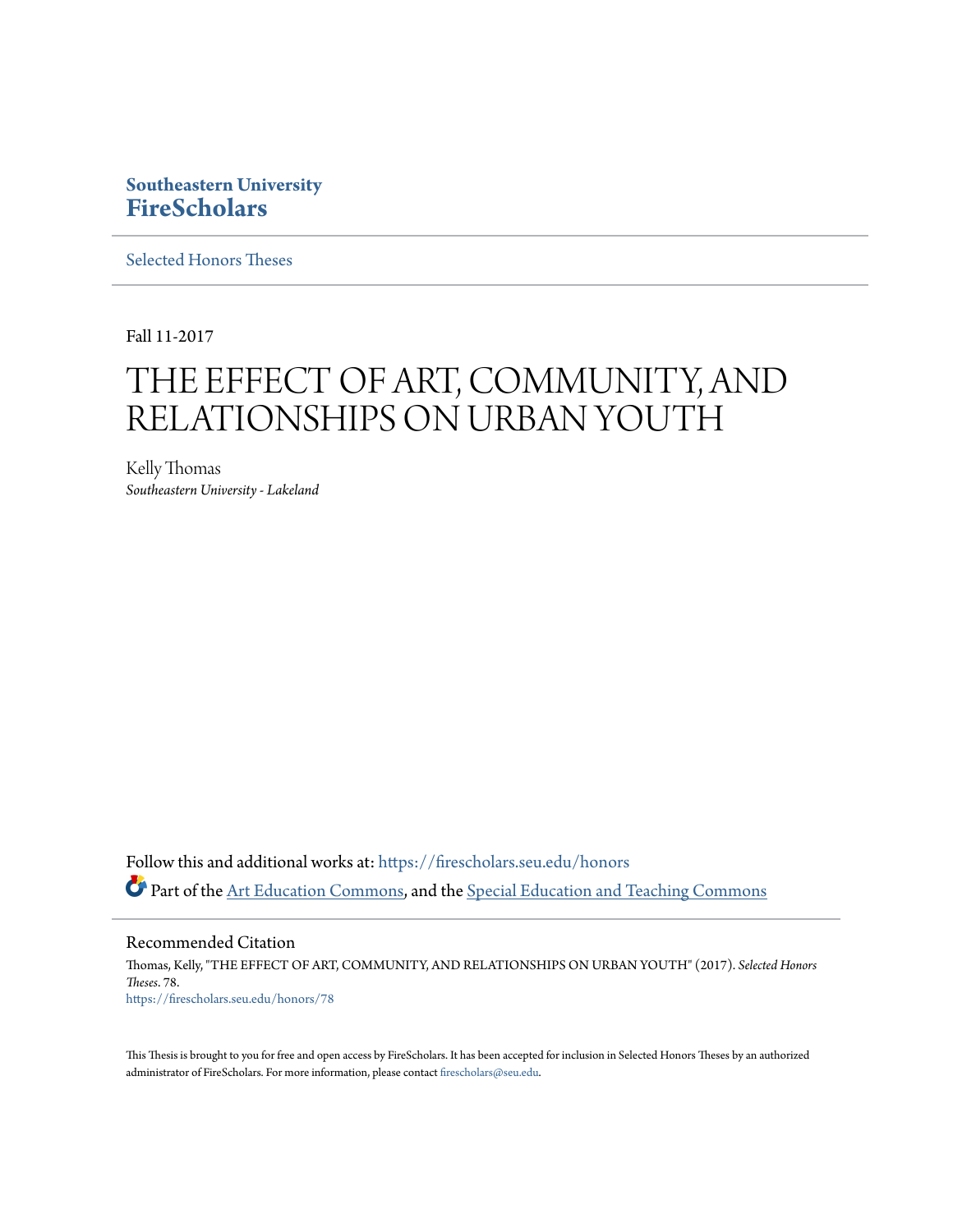**Southeastern University**
**FireScholars**

Selected Honors Theses

---

Fall 11-2017

# THE EFFECT OF ART, COMMUNITY, AND RELATIONSHIPS ON URBAN YOUTH

Kelly Thomas
*Southeastern University - Lakeland*

Follow this and additional works at: https://firescholars.seu.edu/honors

Part of the Art Education Commons, and the Special Education and Teaching Commons

---

Recommended Citation

Thomas, Kelly, "THE EFFECT OF ART, COMMUNITY, AND RELATIONSHIPS ON URBAN YOUTH" (2017). *Selected Honors Theses*. 78.
https://firescholars.seu.edu/honors/78

This Thesis is brought to you for free and open access by FireScholars. It has been accepted for inclusion in Selected Honors Theses by an authorized administrator of FireScholars. For more information, please contact firescholars@seu.edu.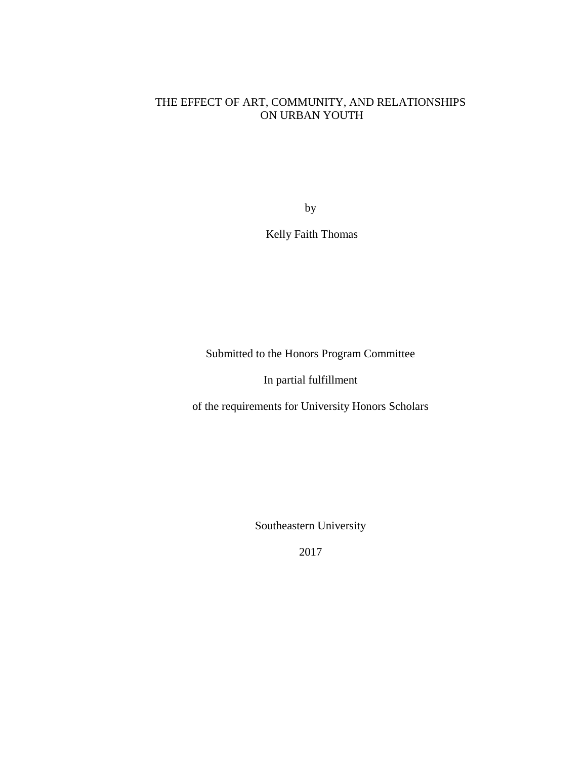# THE EFFECT OF ART, COMMUNITY, AND RELATIONSHIPS ON URBAN YOUTH

by

Kelly Faith Thomas

Submitted to the Honors Program Committee

In partial fulfillment

of the requirements for University Honors Scholars

Southeastern University

2017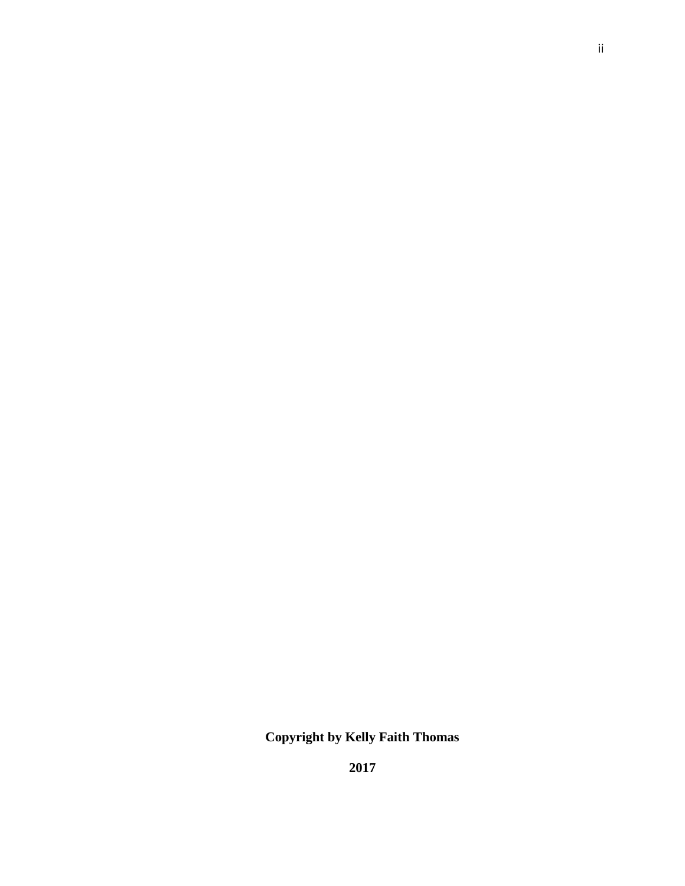**Copyright by Kelly Faith Thomas**

**2017**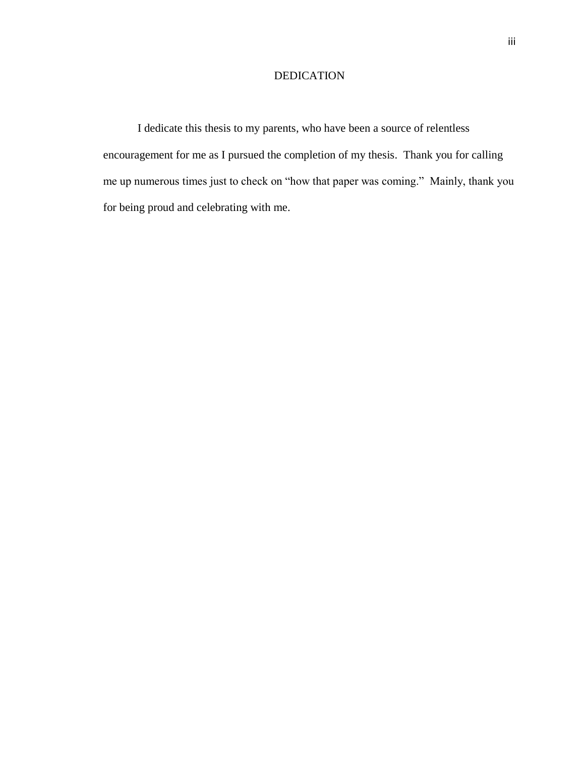# DEDICATION

I dedicate this thesis to my parents, who have been a source of relentless encouragement for me as I pursued the completion of my thesis. Thank you for calling me up numerous times just to check on "how that paper was coming." Mainly, thank you for being proud and celebrating with me.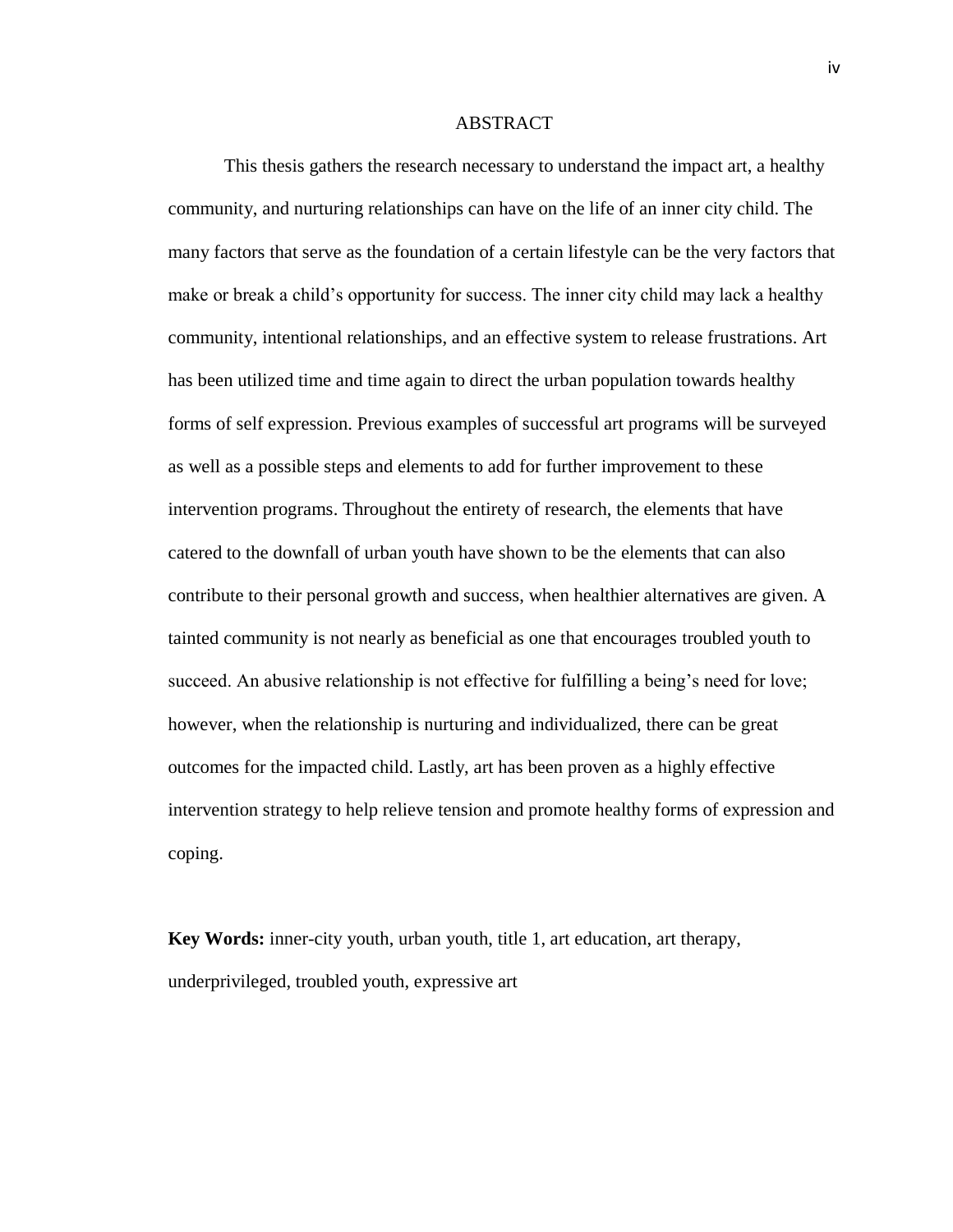# ABSTRACT

This thesis gathers the research necessary to understand the impact art, a healthy community, and nurturing relationships can have on the life of an inner city child. The many factors that serve as the foundation of a certain lifestyle can be the very factors that make or break a child's opportunity for success. The inner city child may lack a healthy community, intentional relationships, and an effective system to release frustrations. Art has been utilized time and time again to direct the urban population towards healthy forms of self expression. Previous examples of successful art programs will be surveyed as well as a possible steps and elements to add for further improvement to these intervention programs. Throughout the entirety of research, the elements that have catered to the downfall of urban youth have shown to be the elements that can also contribute to their personal growth and success, when healthier alternatives are given. A tainted community is not nearly as beneficial as one that encourages troubled youth to succeed. An abusive relationship is not effective for fulfilling a being's need for love; however, when the relationship is nurturing and individualized, there can be great outcomes for the impacted child. Lastly, art has been proven as a highly effective intervention strategy to help relieve tension and promote healthy forms of expression and coping.

**Key Words:** inner-city youth, urban youth, title 1, art education, art therapy, underprivileged, troubled youth, expressive art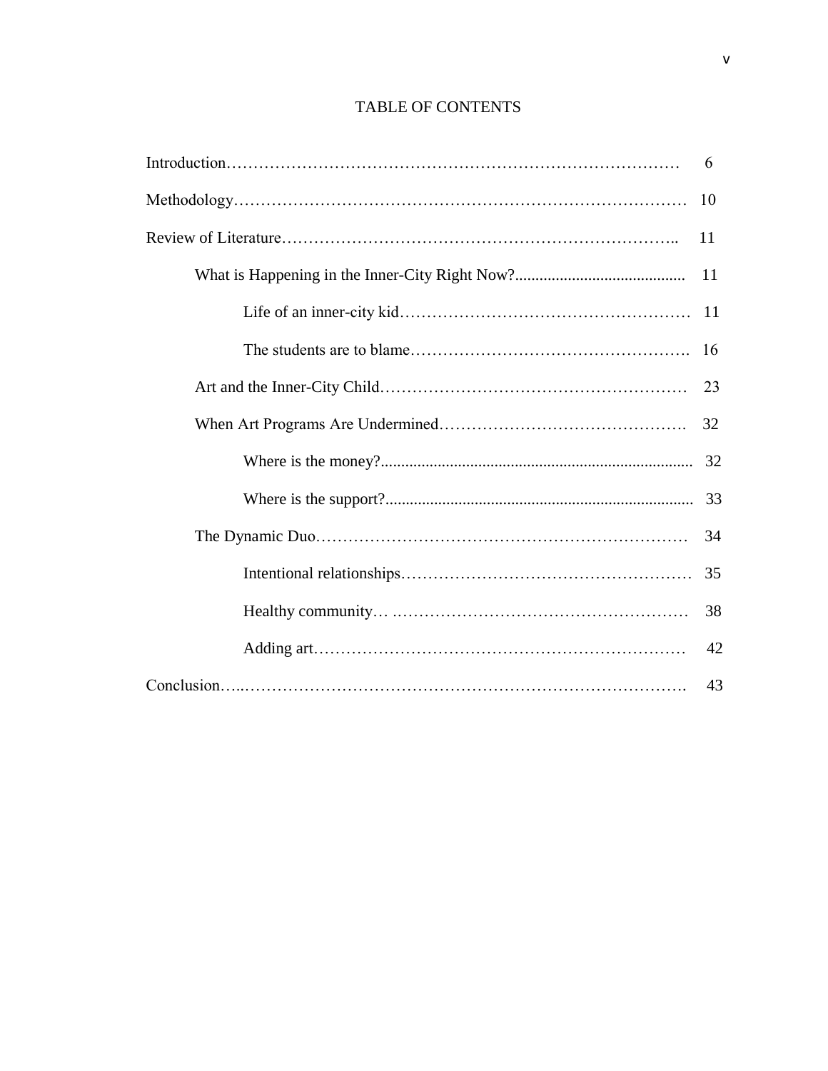# TABLE OF CONTENTS

Introduction……………………………………………………………………… 6

Methodology……………………………………………………………………… 10

Review of Literature……………………………………………………………….. 11

- What is Happening in the Inner-City Right Now?.......................................... 11
    - Life of an inner-city kid……………………………………………… 11
    - The students are to blame……………………………………………. 16
- Art and the Inner-City Child………………………………………………… 23
- When Art Programs Are Undermined………………………………………. 32
    - Where is the money?............................................................................ 32
    - Where is the support?........................................................................... 33
- The Dynamic Duo…………………………………………………………… 34
    - Intentional relationships……………………………………………… 35
    - Healthy community… .……………………………………………… 38
    - Adding art…………………………………………………………… 42

Conclusion…..……………………………………………………………………. 43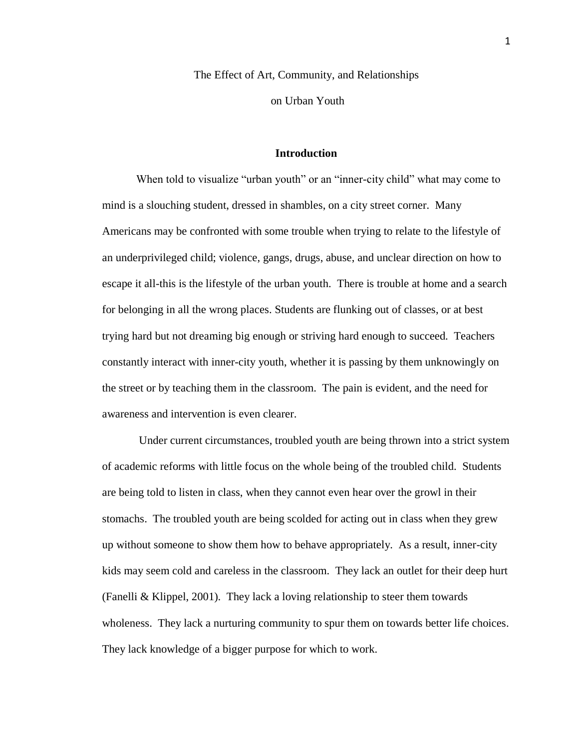The Effect of Art, Community, and Relationships

on Urban Youth

## Introduction

When told to visualize "urban youth" or an "inner-city child" what may come to mind is a slouching student, dressed in shambles, on a city street corner. Many Americans may be confronted with some trouble when trying to relate to the lifestyle of an underprivileged child; violence, gangs, drugs, abuse, and unclear direction on how to escape it all-this is the lifestyle of the urban youth. There is trouble at home and a search for belonging in all the wrong places. Students are flunking out of classes, or at best trying hard but not dreaming big enough or striving hard enough to succeed. Teachers constantly interact with inner-city youth, whether it is passing by them unknowingly on the street or by teaching them in the classroom. The pain is evident, and the need for awareness and intervention is even clearer.

Under current circumstances, troubled youth are being thrown into a strict system of academic reforms with little focus on the whole being of the troubled child. Students are being told to listen in class, when they cannot even hear over the growl in their stomachs. The troubled youth are being scolded for acting out in class when they grew up without someone to show them how to behave appropriately. As a result, inner-city kids may seem cold and careless in the classroom. They lack an outlet for their deep hurt (Fanelli & Klippel, 2001). They lack a loving relationship to steer them towards wholeness. They lack a nurturing community to spur them on towards better life choices. They lack knowledge of a bigger purpose for which to work.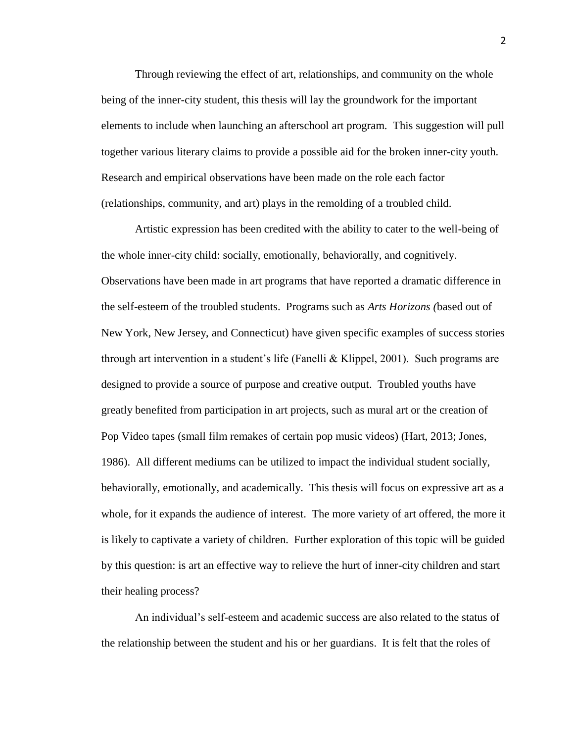Through reviewing the effect of art, relationships, and community on the whole being of the inner-city student, this thesis will lay the groundwork for the important elements to include when launching an afterschool art program. This suggestion will pull together various literary claims to provide a possible aid for the broken inner-city youth. Research and empirical observations have been made on the role each factor (relationships, community, and art) plays in the remolding of a troubled child.

Artistic expression has been credited with the ability to cater to the well-being of the whole inner-city child: socially, emotionally, behaviorally, and cognitively. Observations have been made in art programs that have reported a dramatic difference in the self-esteem of the troubled students. Programs such as *Arts Horizons (*based out of New York, New Jersey, and Connecticut) have given specific examples of success stories through art intervention in a student's life (Fanelli & Klippel, 2001). Such programs are designed to provide a source of purpose and creative output. Troubled youths have greatly benefited from participation in art projects, such as mural art or the creation of Pop Video tapes (small film remakes of certain pop music videos) (Hart, 2013; Jones, 1986). All different mediums can be utilized to impact the individual student socially, behaviorally, emotionally, and academically. This thesis will focus on expressive art as a whole, for it expands the audience of interest. The more variety of art offered, the more it is likely to captivate a variety of children. Further exploration of this topic will be guided by this question: is art an effective way to relieve the hurt of inner-city children and start their healing process?

An individual's self-esteem and academic success are also related to the status of the relationship between the student and his or her guardians. It is felt that the roles of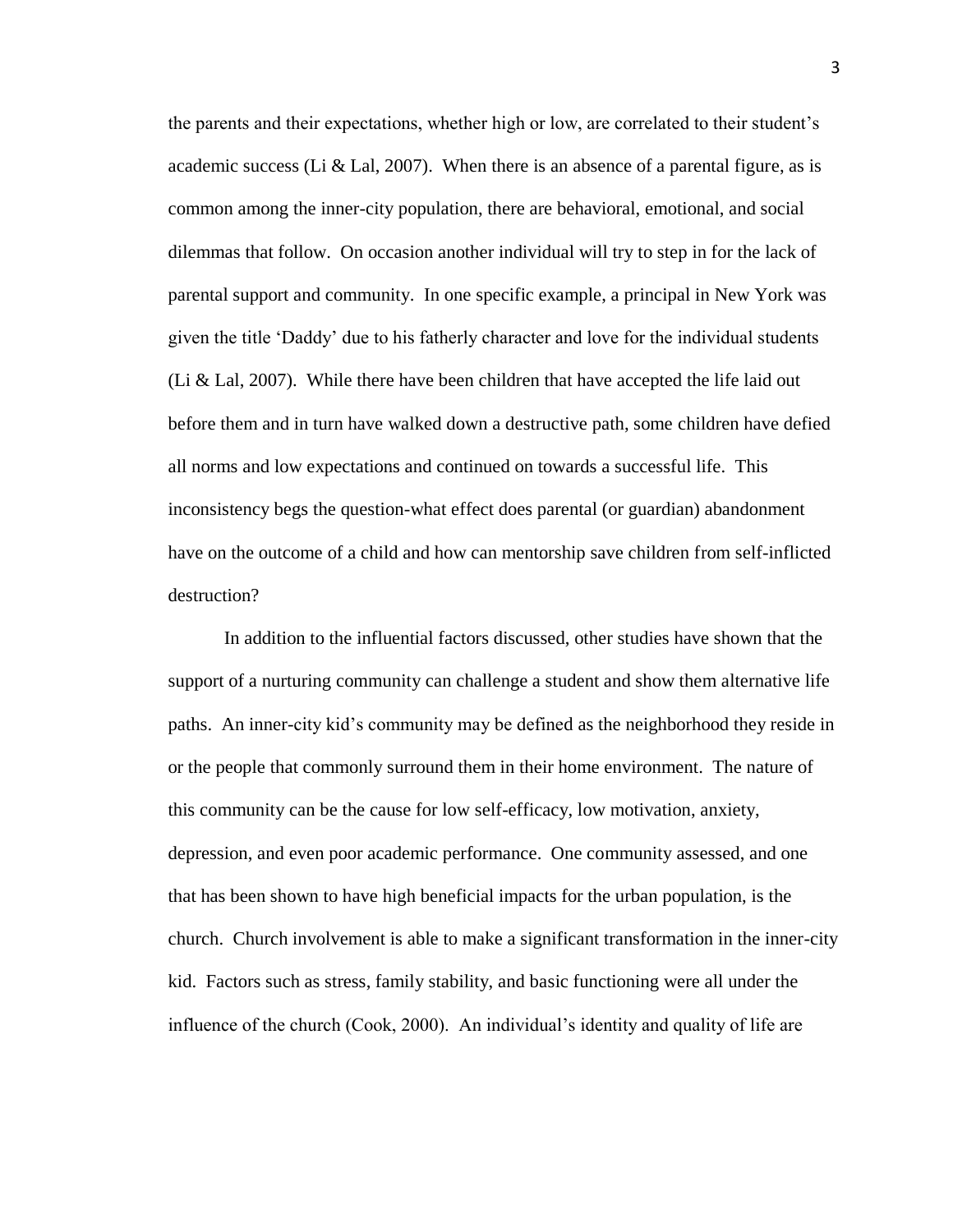the parents and their expectations, whether high or low, are correlated to their student's academic success (Li & Lal, 2007). When there is an absence of a parental figure, as is common among the inner-city population, there are behavioral, emotional, and social dilemmas that follow. On occasion another individual will try to step in for the lack of parental support and community. In one specific example, a principal in New York was given the title 'Daddy' due to his fatherly character and love for the individual students (Li & Lal, 2007). While there have been children that have accepted the life laid out before them and in turn have walked down a destructive path, some children have defied all norms and low expectations and continued on towards a successful life. This inconsistency begs the question-what effect does parental (or guardian) abandonment have on the outcome of a child and how can mentorship save children from self-inflicted destruction?

In addition to the influential factors discussed, other studies have shown that the support of a nurturing community can challenge a student and show them alternative life paths. An inner-city kid's community may be defined as the neighborhood they reside in or the people that commonly surround them in their home environment. The nature of this community can be the cause for low self-efficacy, low motivation, anxiety, depression, and even poor academic performance. One community assessed, and one that has been shown to have high beneficial impacts for the urban population, is the church. Church involvement is able to make a significant transformation in the inner-city kid. Factors such as stress, family stability, and basic functioning were all under the influence of the church (Cook, 2000). An individual's identity and quality of life are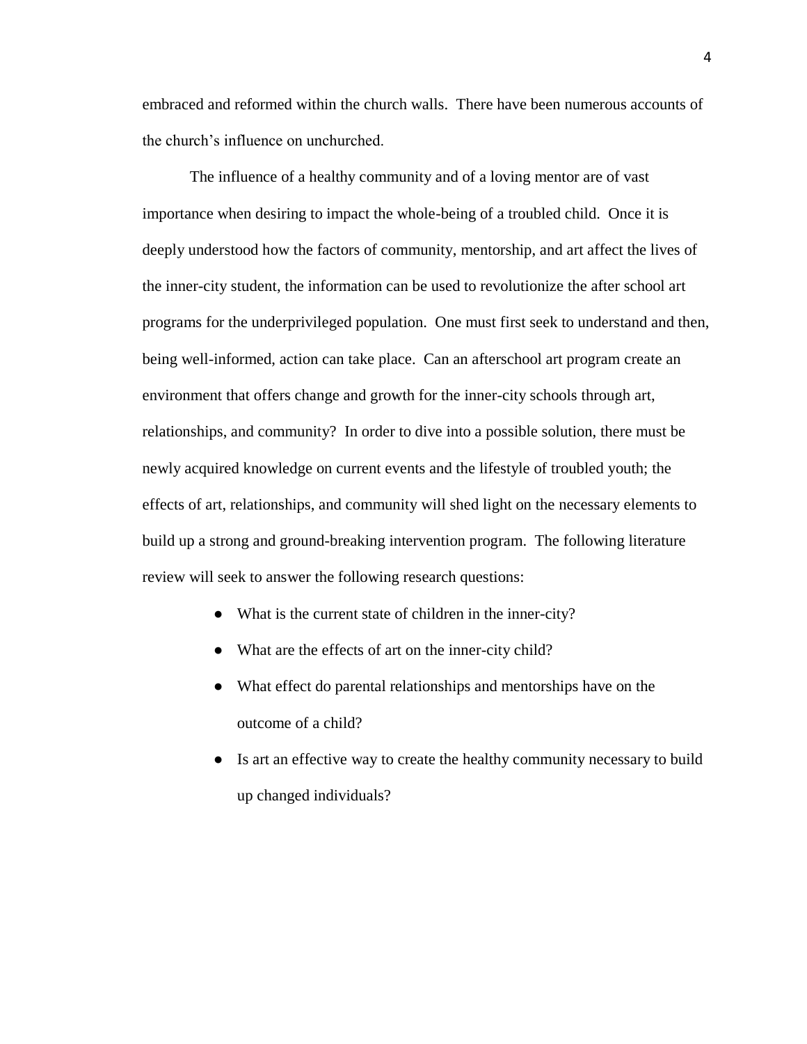embraced and reformed within the church walls. There have been numerous accounts of the church's influence on unchurched.

The influence of a healthy community and of a loving mentor are of vast importance when desiring to impact the whole-being of a troubled child. Once it is deeply understood how the factors of community, mentorship, and art affect the lives of the inner-city student, the information can be used to revolutionize the after school art programs for the underprivileged population. One must first seek to understand and then, being well-informed, action can take place. Can an afterschool art program create an environment that offers change and growth for the inner-city schools through art, relationships, and community? In order to dive into a possible solution, there must be newly acquired knowledge on current events and the lifestyle of troubled youth; the effects of art, relationships, and community will shed light on the necessary elements to build up a strong and ground-breaking intervention program. The following literature review will seek to answer the following research questions:

- What is the current state of children in the inner-city?
- What are the effects of art on the inner-city child?
- What effect do parental relationships and mentorships have on the outcome of a child?
- Is art an effective way to create the healthy community necessary to build up changed individuals?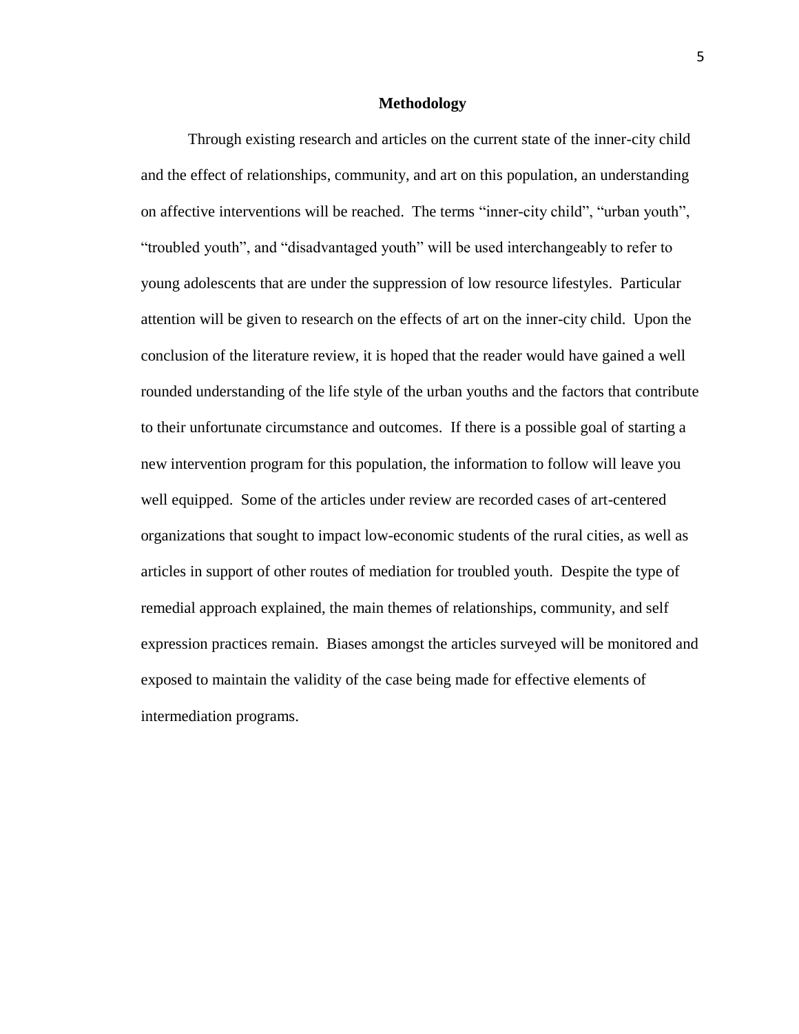## Methodology

Through existing research and articles on the current state of the inner-city child and the effect of relationships, community, and art on this population, an understanding on affective interventions will be reached. The terms "inner-city child", "urban youth", "troubled youth", and "disadvantaged youth" will be used interchangeably to refer to young adolescents that are under the suppression of low resource lifestyles. Particular attention will be given to research on the effects of art on the inner-city child. Upon the conclusion of the literature review, it is hoped that the reader would have gained a well rounded understanding of the life style of the urban youths and the factors that contribute to their unfortunate circumstance and outcomes. If there is a possible goal of starting a new intervention program for this population, the information to follow will leave you well equipped. Some of the articles under review are recorded cases of art-centered organizations that sought to impact low-economic students of the rural cities, as well as articles in support of other routes of mediation for troubled youth. Despite the type of remedial approach explained, the main themes of relationships, community, and self expression practices remain. Biases amongst the articles surveyed will be monitored and exposed to maintain the validity of the case being made for effective elements of intermediation programs.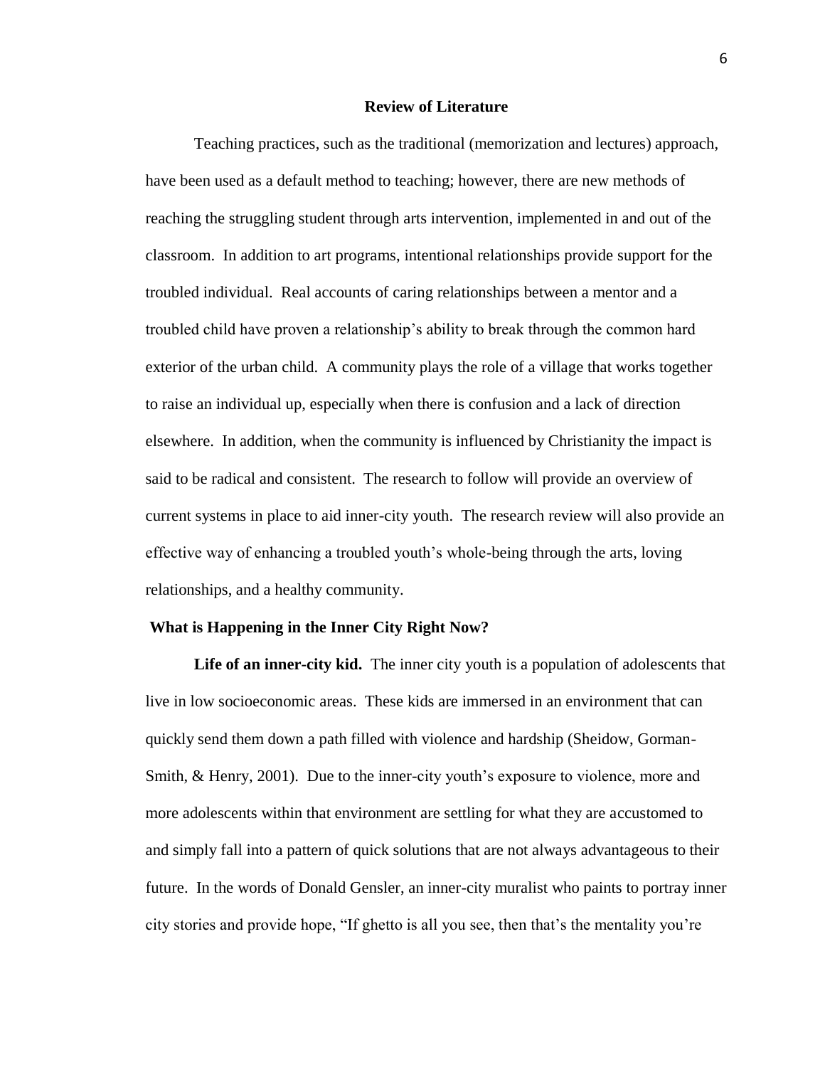## Review of Literature

Teaching practices, such as the traditional (memorization and lectures) approach, have been used as a default method to teaching; however, there are new methods of reaching the struggling student through arts intervention, implemented in and out of the classroom. In addition to art programs, intentional relationships provide support for the troubled individual. Real accounts of caring relationships between a mentor and a troubled child have proven a relationship's ability to break through the common hard exterior of the urban child. A community plays the role of a village that works together to raise an individual up, especially when there is confusion and a lack of direction elsewhere. In addition, when the community is influenced by Christianity the impact is said to be radical and consistent. The research to follow will provide an overview of current systems in place to aid inner-city youth. The research review will also provide an effective way of enhancing a troubled youth's whole-being through the arts, loving relationships, and a healthy community.

### What is Happening in the Inner City Right Now?

**Life of an inner-city kid.** The inner city youth is a population of adolescents that live in low socioeconomic areas. These kids are immersed in an environment that can quickly send them down a path filled with violence and hardship (Sheidow, Gorman-Smith, & Henry, 2001). Due to the inner-city youth's exposure to violence, more and more adolescents within that environment are settling for what they are accustomed to and simply fall into a pattern of quick solutions that are not always advantageous to their future. In the words of Donald Gensler, an inner-city muralist who paints to portray inner city stories and provide hope, "If ghetto is all you see, then that's the mentality you're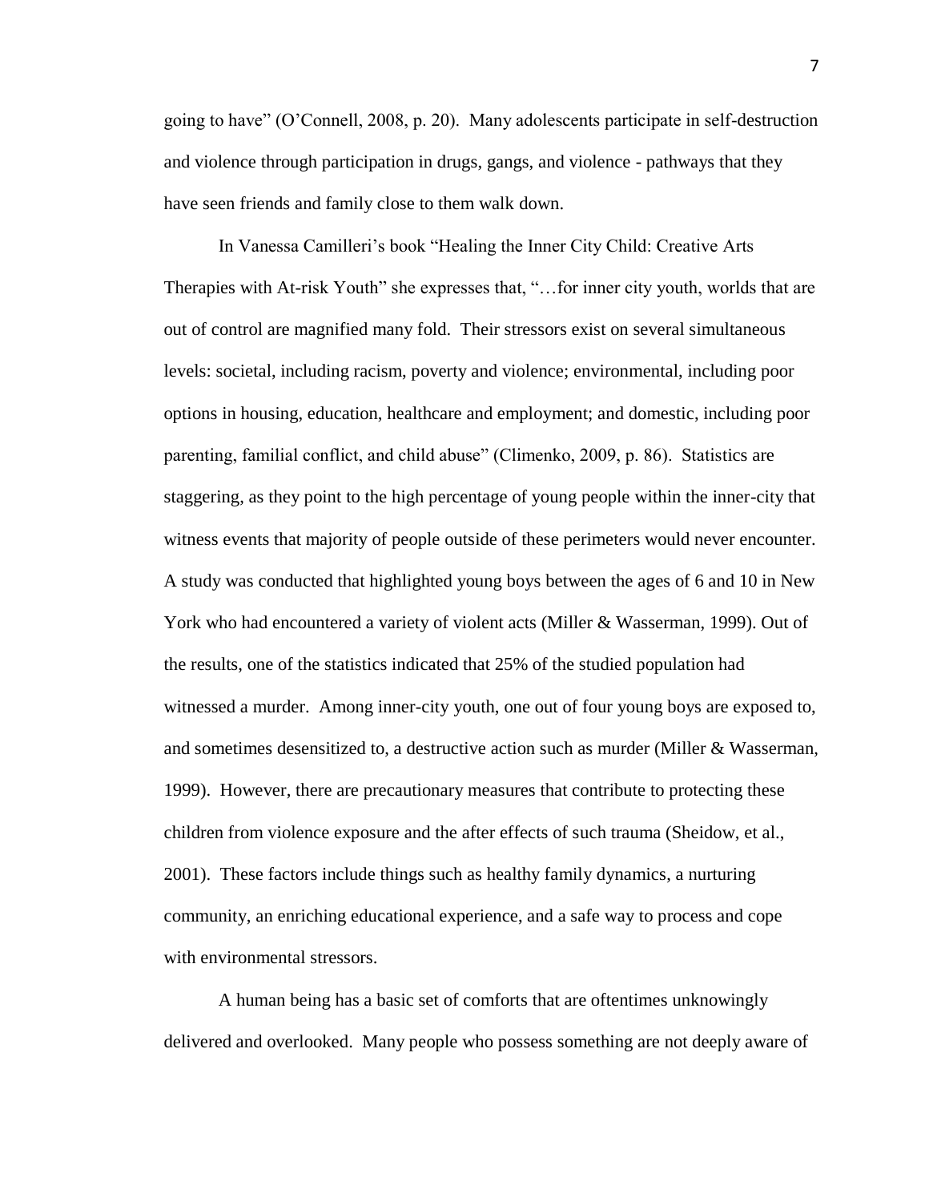going to have" (O'Connell, 2008, p. 20). Many adolescents participate in self-destruction and violence through participation in drugs, gangs, and violence - pathways that they have seen friends and family close to them walk down.

In Vanessa Camilleri's book "Healing the Inner City Child: Creative Arts Therapies with At-risk Youth" she expresses that, "…for inner city youth, worlds that are out of control are magnified many fold. Their stressors exist on several simultaneous levels: societal, including racism, poverty and violence; environmental, including poor options in housing, education, healthcare and employment; and domestic, including poor parenting, familial conflict, and child abuse" (Climenko, 2009, p. 86). Statistics are staggering, as they point to the high percentage of young people within the inner-city that witness events that majority of people outside of these perimeters would never encounter. A study was conducted that highlighted young boys between the ages of 6 and 10 in New York who had encountered a variety of violent acts (Miller & Wasserman, 1999). Out of the results, one of the statistics indicated that 25% of the studied population had witnessed a murder. Among inner-city youth, one out of four young boys are exposed to, and sometimes desensitized to, a destructive action such as murder (Miller & Wasserman, 1999). However, there are precautionary measures that contribute to protecting these children from violence exposure and the after effects of such trauma (Sheidow, et al., 2001). These factors include things such as healthy family dynamics, a nurturing community, an enriching educational experience, and a safe way to process and cope with environmental stressors.

A human being has a basic set of comforts that are oftentimes unknowingly delivered and overlooked. Many people who possess something are not deeply aware of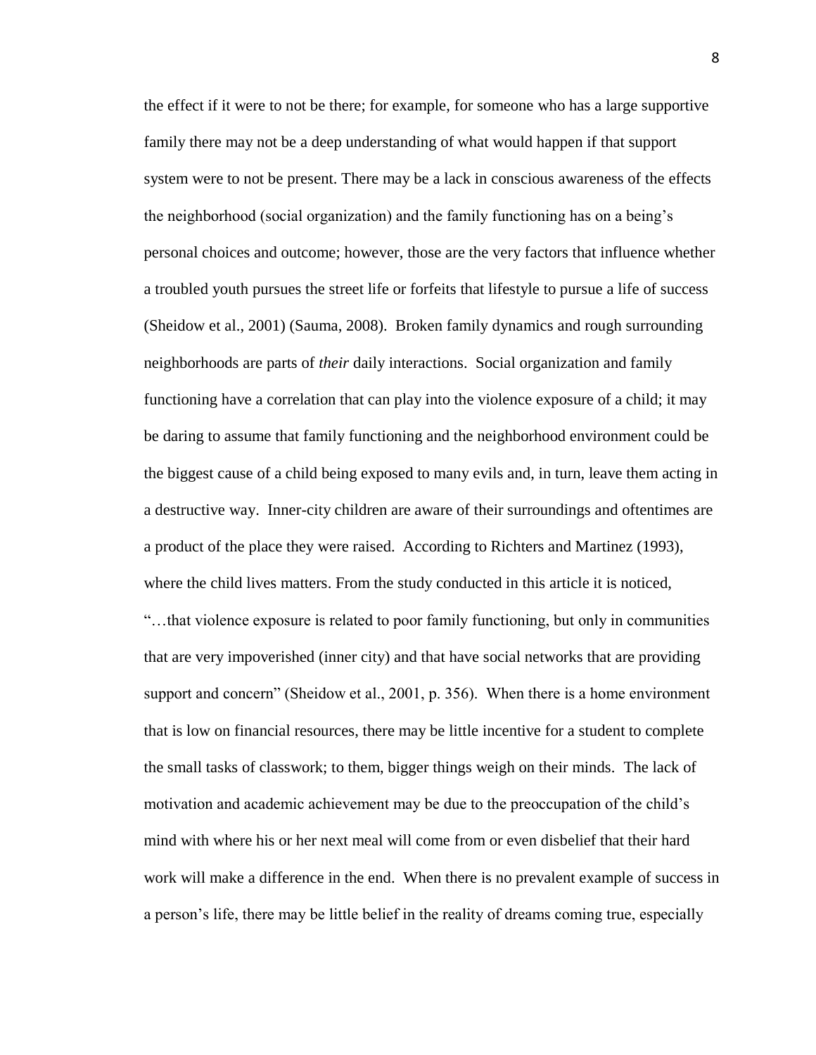the effect if it were to not be there; for example, for someone who has a large supportive family there may not be a deep understanding of what would happen if that support system were to not be present. There may be a lack in conscious awareness of the effects the neighborhood (social organization) and the family functioning has on a being's personal choices and outcome; however, those are the very factors that influence whether a troubled youth pursues the street life or forfeits that lifestyle to pursue a life of success (Sheidow et al., 2001) (Sauma, 2008). Broken family dynamics and rough surrounding neighborhoods are parts of *their* daily interactions. Social organization and family functioning have a correlation that can play into the violence exposure of a child; it may be daring to assume that family functioning and the neighborhood environment could be the biggest cause of a child being exposed to many evils and, in turn, leave them acting in a destructive way. Inner-city children are aware of their surroundings and oftentimes are a product of the place they were raised. According to Richters and Martinez (1993), where the child lives matters. From the study conducted in this article it is noticed, "…that violence exposure is related to poor family functioning, but only in communities that are very impoverished (inner city) and that have social networks that are providing support and concern" (Sheidow et al., 2001, p. 356). When there is a home environment that is low on financial resources, there may be little incentive for a student to complete the small tasks of classwork; to them, bigger things weigh on their minds. The lack of motivation and academic achievement may be due to the preoccupation of the child's mind with where his or her next meal will come from or even disbelief that their hard work will make a difference in the end. When there is no prevalent example of success in a person's life, there may be little belief in the reality of dreams coming true, especially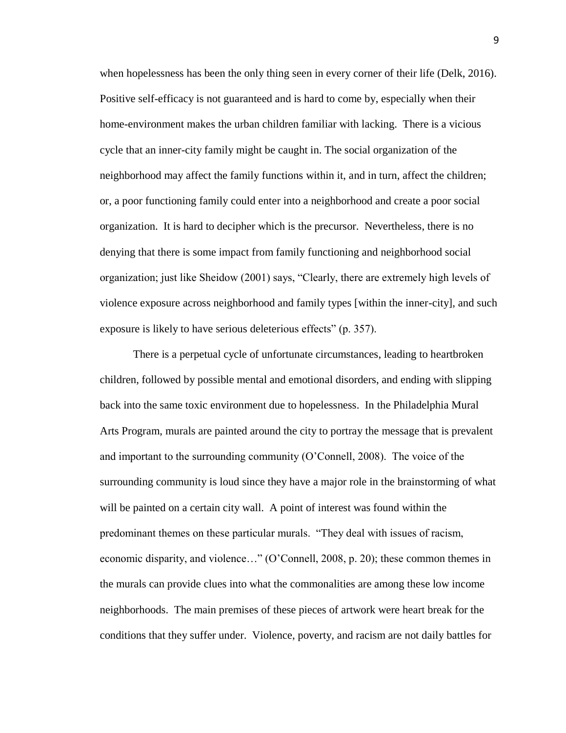when hopelessness has been the only thing seen in every corner of their life (Delk, 2016). Positive self-efficacy is not guaranteed and is hard to come by, especially when their home-environment makes the urban children familiar with lacking. There is a vicious cycle that an inner-city family might be caught in. The social organization of the neighborhood may affect the family functions within it, and in turn, affect the children; or, a poor functioning family could enter into a neighborhood and create a poor social organization. It is hard to decipher which is the precursor. Nevertheless, there is no denying that there is some impact from family functioning and neighborhood social organization; just like Sheidow (2001) says, "Clearly, there are extremely high levels of violence exposure across neighborhood and family types [within the inner-city], and such exposure is likely to have serious deleterious effects" (p. 357).

There is a perpetual cycle of unfortunate circumstances, leading to heartbroken children, followed by possible mental and emotional disorders, and ending with slipping back into the same toxic environment due to hopelessness. In the Philadelphia Mural Arts Program, murals are painted around the city to portray the message that is prevalent and important to the surrounding community (O'Connell, 2008). The voice of the surrounding community is loud since they have a major role in the brainstorming of what will be painted on a certain city wall. A point of interest was found within the predominant themes on these particular murals. "They deal with issues of racism, economic disparity, and violence…" (O'Connell, 2008, p. 20); these common themes in the murals can provide clues into what the commonalities are among these low income neighborhoods. The main premises of these pieces of artwork were heart break for the conditions that they suffer under. Violence, poverty, and racism are not daily battles for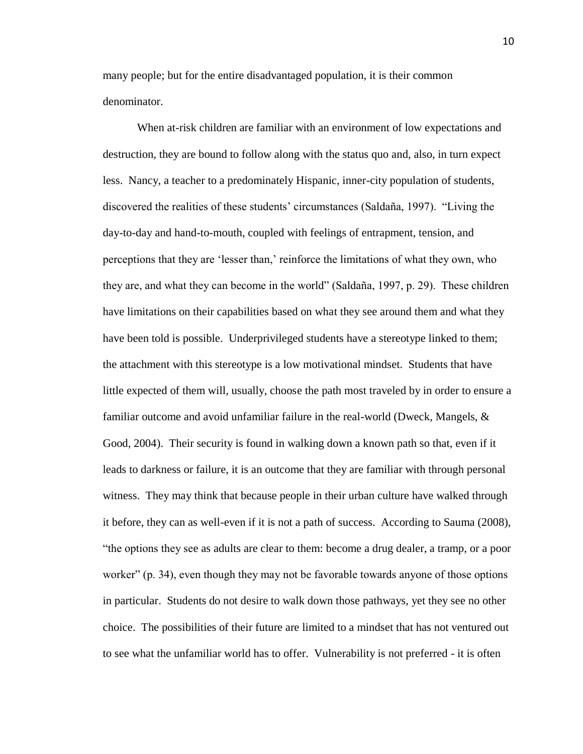many people; but for the entire disadvantaged population, it is their common denominator.

When at-risk children are familiar with an environment of low expectations and destruction, they are bound to follow along with the status quo and, also, in turn expect less. Nancy, a teacher to a predominately Hispanic, inner-city population of students, discovered the realities of these students' circumstances (Saldaña, 1997). "Living the day-to-day and hand-to-mouth, coupled with feelings of entrapment, tension, and perceptions that they are 'lesser than,' reinforce the limitations of what they own, who they are, and what they can become in the world" (Saldaña, 1997, p. 29). These children have limitations on their capabilities based on what they see around them and what they have been told is possible. Underprivileged students have a stereotype linked to them; the attachment with this stereotype is a low motivational mindset. Students that have little expected of them will, usually, choose the path most traveled by in order to ensure a familiar outcome and avoid unfamiliar failure in the real-world (Dweck, Mangels, & Good, 2004). Their security is found in walking down a known path so that, even if it leads to darkness or failure, it is an outcome that they are familiar with through personal witness. They may think that because people in their urban culture have walked through it before, they can as well-even if it is not a path of success. According to Sauma (2008), "the options they see as adults are clear to them: become a drug dealer, a tramp, or a poor worker" (p. 34), even though they may not be favorable towards anyone of those options in particular. Students do not desire to walk down those pathways, yet they see no other choice. The possibilities of their future are limited to a mindset that has not ventured out to see what the unfamiliar world has to offer. Vulnerability is not preferred - it is often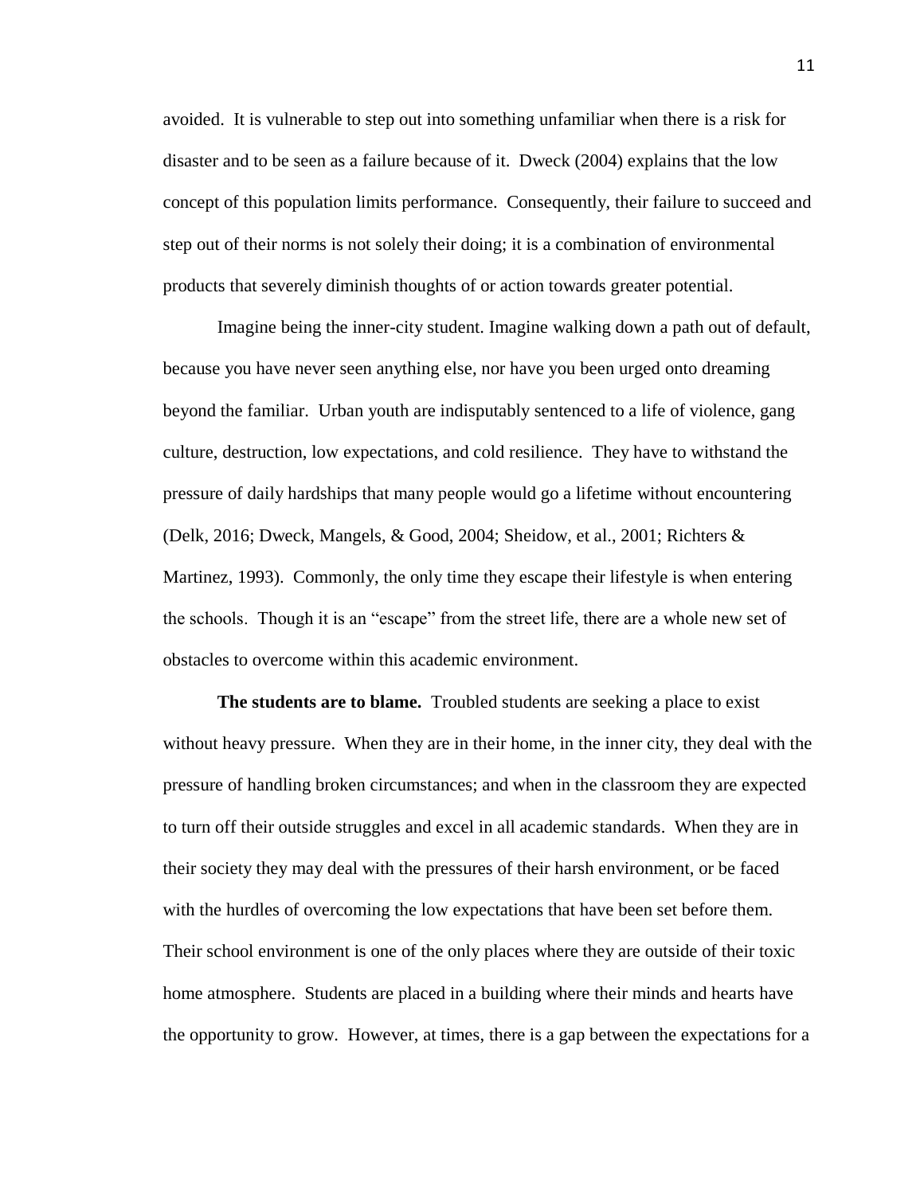avoided. It is vulnerable to step out into something unfamiliar when there is a risk for disaster and to be seen as a failure because of it. Dweck (2004) explains that the low concept of this population limits performance. Consequently, their failure to succeed and step out of their norms is not solely their doing; it is a combination of environmental products that severely diminish thoughts of or action towards greater potential.

Imagine being the inner-city student. Imagine walking down a path out of default, because you have never seen anything else, nor have you been urged onto dreaming beyond the familiar. Urban youth are indisputably sentenced to a life of violence, gang culture, destruction, low expectations, and cold resilience. They have to withstand the pressure of daily hardships that many people would go a lifetime without encountering (Delk, 2016; Dweck, Mangels, & Good, 2004; Sheidow, et al., 2001; Richters & Martinez, 1993). Commonly, the only time they escape their lifestyle is when entering the schools. Though it is an "escape" from the street life, there are a whole new set of obstacles to overcome within this academic environment.

**The students are to blame.** Troubled students are seeking a place to exist without heavy pressure. When they are in their home, in the inner city, they deal with the pressure of handling broken circumstances; and when in the classroom they are expected to turn off their outside struggles and excel in all academic standards. When they are in their society they may deal with the pressures of their harsh environment, or be faced with the hurdles of overcoming the low expectations that have been set before them. Their school environment is one of the only places where they are outside of their toxic home atmosphere. Students are placed in a building where their minds and hearts have the opportunity to grow. However, at times, there is a gap between the expectations for a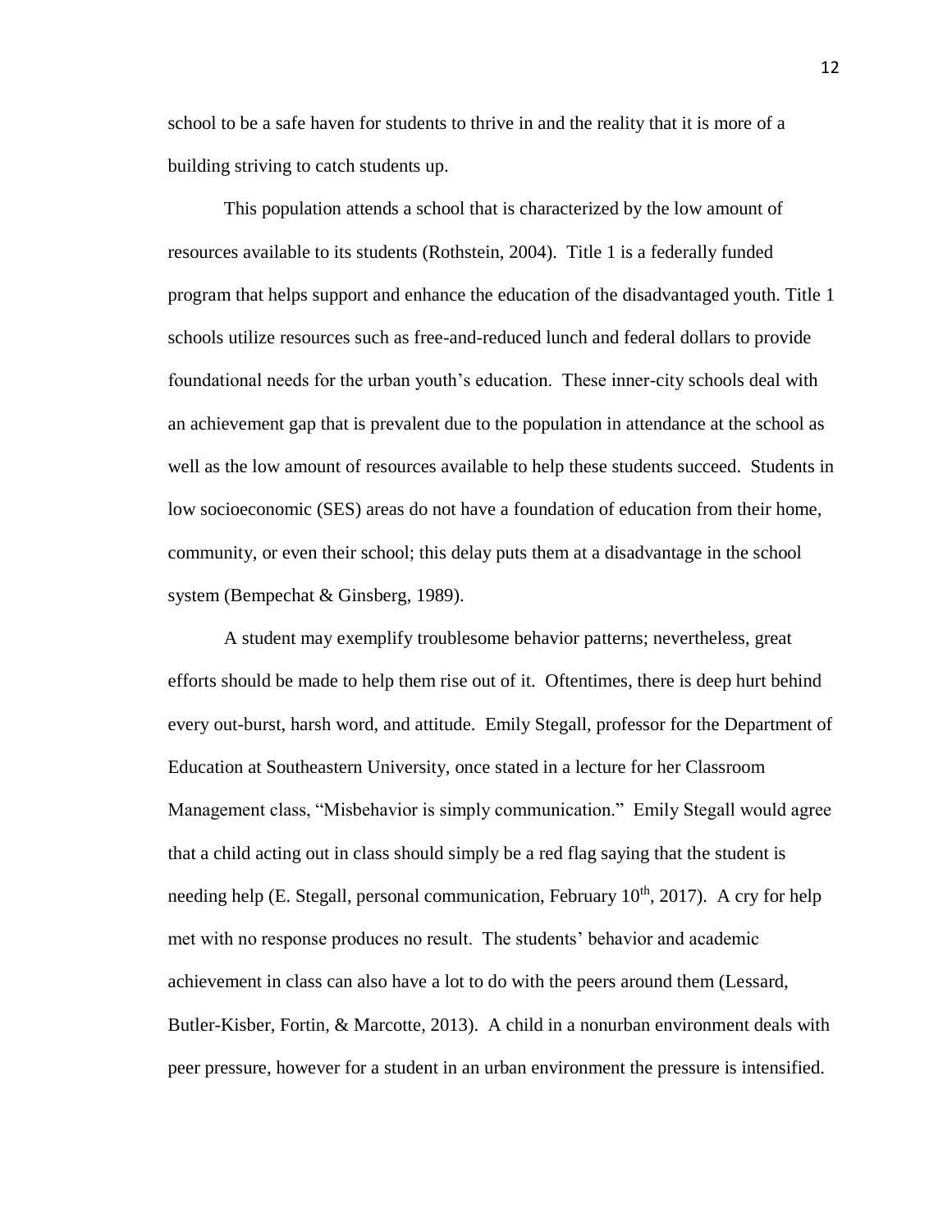school to be a safe haven for students to thrive in and the reality that it is more of a building striving to catch students up.

This population attends a school that is characterized by the low amount of resources available to its students (Rothstein, 2004). Title 1 is a federally funded program that helps support and enhance the education of the disadvantaged youth. Title 1 schools utilize resources such as free-and-reduced lunch and federal dollars to provide foundational needs for the urban youth's education. These inner-city schools deal with an achievement gap that is prevalent due to the population in attendance at the school as well as the low amount of resources available to help these students succeed. Students in low socioeconomic (SES) areas do not have a foundation of education from their home, community, or even their school; this delay puts them at a disadvantage in the school system (Bempechat & Ginsberg, 1989).

A student may exemplify troublesome behavior patterns; nevertheless, great efforts should be made to help them rise out of it. Oftentimes, there is deep hurt behind every out-burst, harsh word, and attitude. Emily Stegall, professor for the Department of Education at Southeastern University, once stated in a lecture for her Classroom Management class, "Misbehavior is simply communication." Emily Stegall would agree that a child acting out in class should simply be a red flag saying that the student is needing help (E. Stegall, personal communication, February 10th, 2017). A cry for help met with no response produces no result. The students' behavior and academic achievement in class can also have a lot to do with the peers around them (Lessard, Butler-Kisber, Fortin, & Marcotte, 2013). A child in a nonurban environment deals with peer pressure, however for a student in an urban environment the pressure is intensified.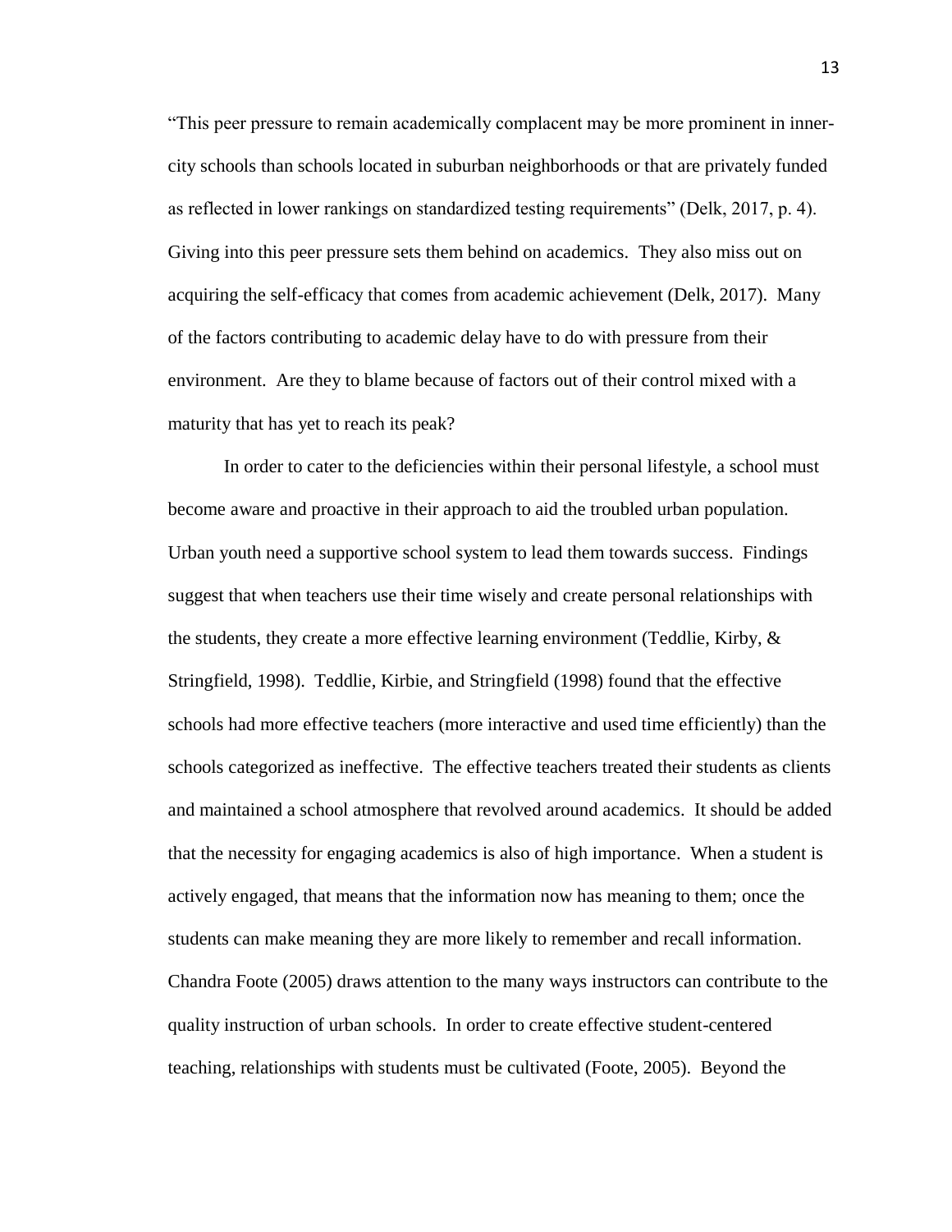"This peer pressure to remain academically complacent may be more prominent in inner-city schools than schools located in suburban neighborhoods or that are privately funded as reflected in lower rankings on standardized testing requirements" (Delk, 2017, p. 4). Giving into this peer pressure sets them behind on academics. They also miss out on acquiring the self-efficacy that comes from academic achievement (Delk, 2017). Many of the factors contributing to academic delay have to do with pressure from their environment. Are they to blame because of factors out of their control mixed with a maturity that has yet to reach its peak?

In order to cater to the deficiencies within their personal lifestyle, a school must become aware and proactive in their approach to aid the troubled urban population. Urban youth need a supportive school system to lead them towards success. Findings suggest that when teachers use their time wisely and create personal relationships with the students, they create a more effective learning environment (Teddlie, Kirby, & Stringfield, 1998). Teddlie, Kirbie, and Stringfield (1998) found that the effective schools had more effective teachers (more interactive and used time efficiently) than the schools categorized as ineffective. The effective teachers treated their students as clients and maintained a school atmosphere that revolved around academics. It should be added that the necessity for engaging academics is also of high importance. When a student is actively engaged, that means that the information now has meaning to them; once the students can make meaning they are more likely to remember and recall information. Chandra Foote (2005) draws attention to the many ways instructors can contribute to the quality instruction of urban schools. In order to create effective student-centered teaching, relationships with students must be cultivated (Foote, 2005). Beyond the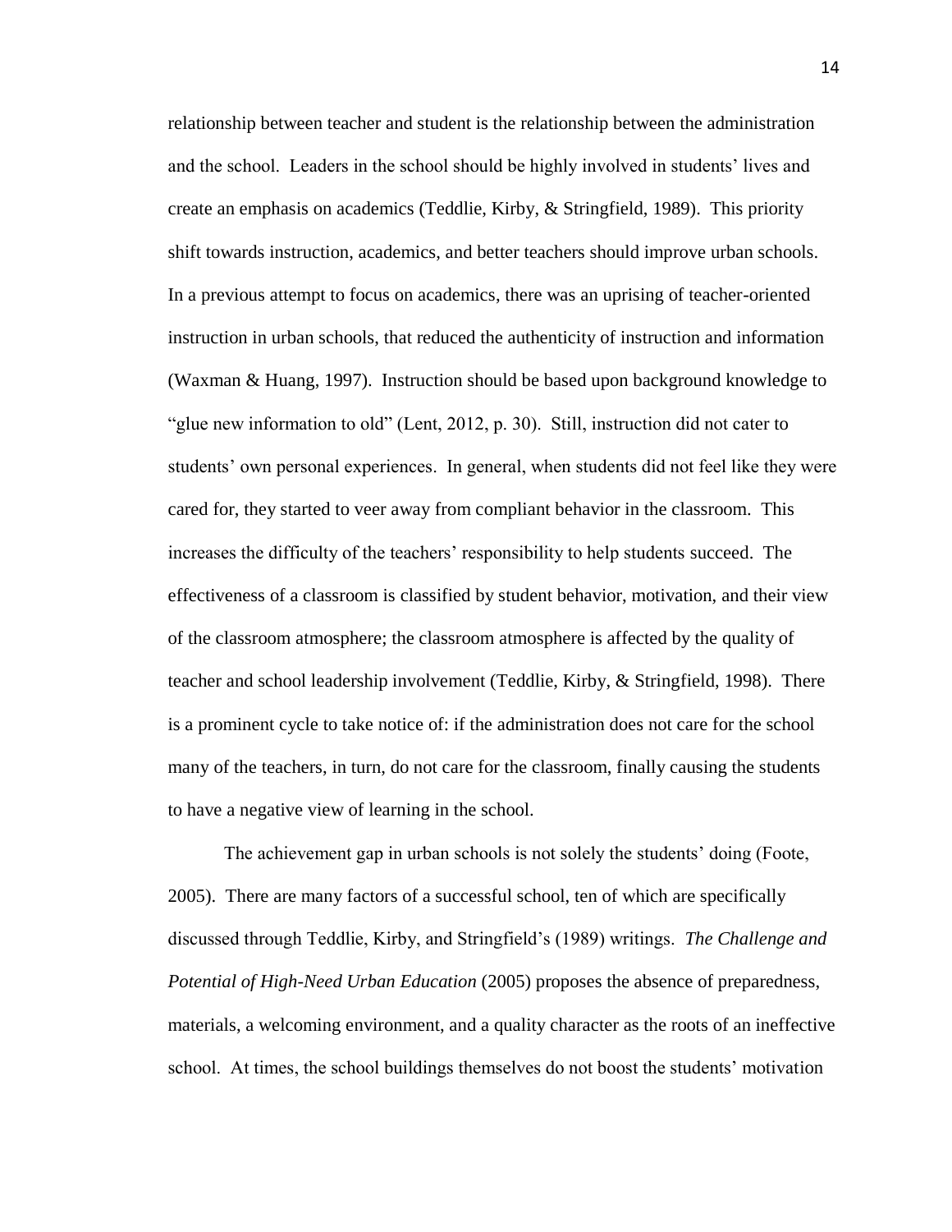relationship between teacher and student is the relationship between the administration and the school. Leaders in the school should be highly involved in students' lives and create an emphasis on academics (Teddlie, Kirby, & Stringfield, 1989). This priority shift towards instruction, academics, and better teachers should improve urban schools. In a previous attempt to focus on academics, there was an uprising of teacher-oriented instruction in urban schools, that reduced the authenticity of instruction and information (Waxman & Huang, 1997). Instruction should be based upon background knowledge to "glue new information to old" (Lent, 2012, p. 30). Still, instruction did not cater to students' own personal experiences. In general, when students did not feel like they were cared for, they started to veer away from compliant behavior in the classroom. This increases the difficulty of the teachers' responsibility to help students succeed. The effectiveness of a classroom is classified by student behavior, motivation, and their view of the classroom atmosphere; the classroom atmosphere is affected by the quality of teacher and school leadership involvement (Teddlie, Kirby, & Stringfield, 1998). There is a prominent cycle to take notice of: if the administration does not care for the school many of the teachers, in turn, do not care for the classroom, finally causing the students to have a negative view of learning in the school.

The achievement gap in urban schools is not solely the students' doing (Foote, 2005). There are many factors of a successful school, ten of which are specifically discussed through Teddlie, Kirby, and Stringfield's (1989) writings. *The Challenge and Potential of High-Need Urban Education* (2005) proposes the absence of preparedness, materials, a welcoming environment, and a quality character as the roots of an ineffective school. At times, the school buildings themselves do not boost the students' motivation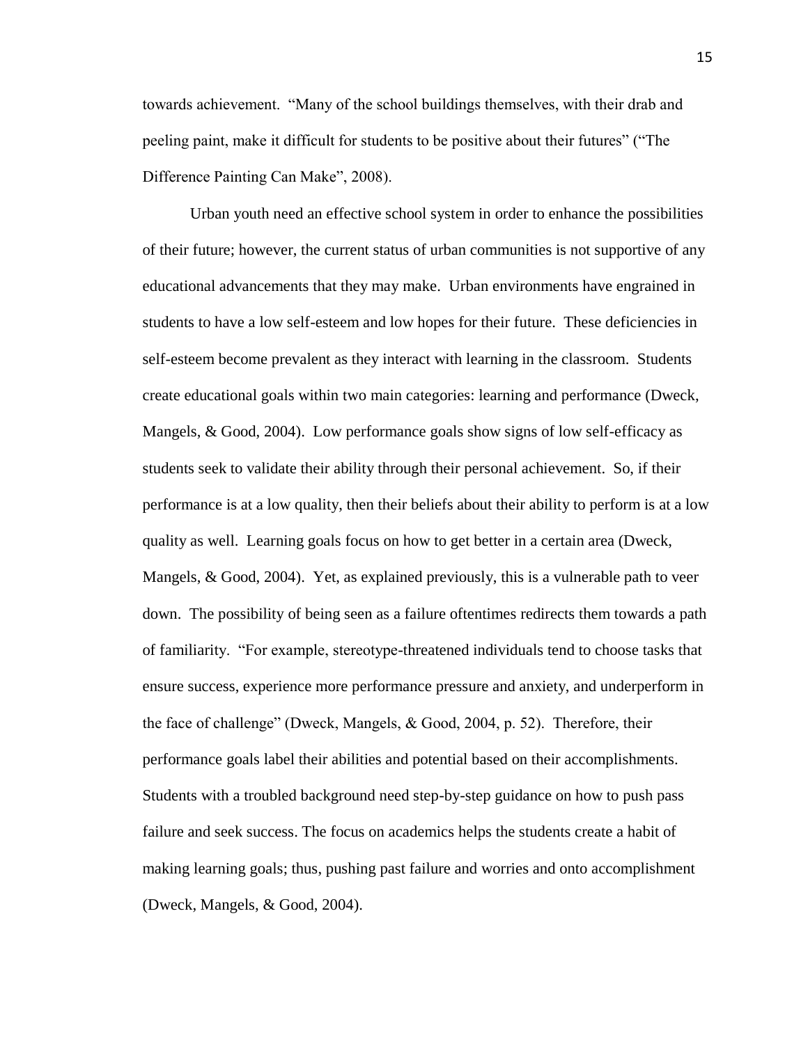towards achievement. "Many of the school buildings themselves, with their drab and peeling paint, make it difficult for students to be positive about their futures" ("The Difference Painting Can Make", 2008).

Urban youth need an effective school system in order to enhance the possibilities of their future; however, the current status of urban communities is not supportive of any educational advancements that they may make. Urban environments have engrained in students to have a low self-esteem and low hopes for their future. These deficiencies in self-esteem become prevalent as they interact with learning in the classroom. Students create educational goals within two main categories: learning and performance (Dweck, Mangels, & Good, 2004). Low performance goals show signs of low self-efficacy as students seek to validate their ability through their personal achievement. So, if their performance is at a low quality, then their beliefs about their ability to perform is at a low quality as well. Learning goals focus on how to get better in a certain area (Dweck, Mangels, & Good, 2004). Yet, as explained previously, this is a vulnerable path to veer down. The possibility of being seen as a failure oftentimes redirects them towards a path of familiarity. "For example, stereotype-threatened individuals tend to choose tasks that ensure success, experience more performance pressure and anxiety, and underperform in the face of challenge" (Dweck, Mangels, & Good, 2004, p. 52). Therefore, their performance goals label their abilities and potential based on their accomplishments. Students with a troubled background need step-by-step guidance on how to push pass failure and seek success. The focus on academics helps the students create a habit of making learning goals; thus, pushing past failure and worries and onto accomplishment (Dweck, Mangels, & Good, 2004).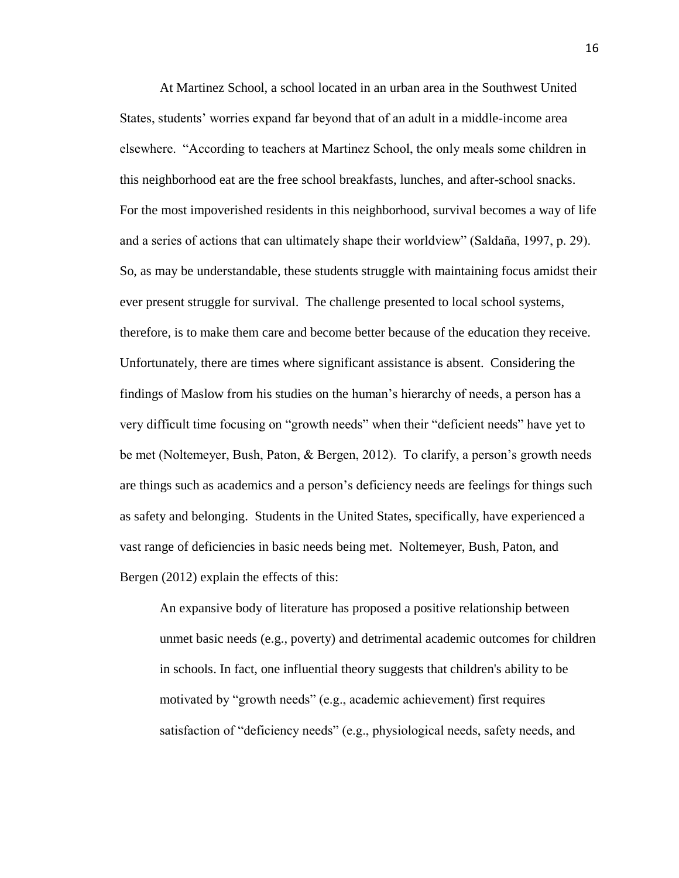At Martinez School, a school located in an urban area in the Southwest United States, students' worries expand far beyond that of an adult in a middle-income area elsewhere. "According to teachers at Martinez School, the only meals some children in this neighborhood eat are the free school breakfasts, lunches, and after-school snacks. For the most impoverished residents in this neighborhood, survival becomes a way of life and a series of actions that can ultimately shape their worldview" (Saldaña, 1997, p. 29). So, as may be understandable, these students struggle with maintaining focus amidst their ever present struggle for survival. The challenge presented to local school systems, therefore, is to make them care and become better because of the education they receive. Unfortunately, there are times where significant assistance is absent. Considering the findings of Maslow from his studies on the human's hierarchy of needs, a person has a very difficult time focusing on "growth needs" when their "deficient needs" have yet to be met (Noltemeyer, Bush, Paton, & Bergen, 2012). To clarify, a person's growth needs are things such as academics and a person's deficiency needs are feelings for things such as safety and belonging. Students in the United States, specifically, have experienced a vast range of deficiencies in basic needs being met. Noltemeyer, Bush, Paton, and Bergen (2012) explain the effects of this:

> An expansive body of literature has proposed a positive relationship between unmet basic needs (e.g., poverty) and detrimental academic outcomes for children in schools. In fact, one influential theory suggests that children's ability to be motivated by "growth needs" (e.g., academic achievement) first requires satisfaction of "deficiency needs" (e.g., physiological needs, safety needs, and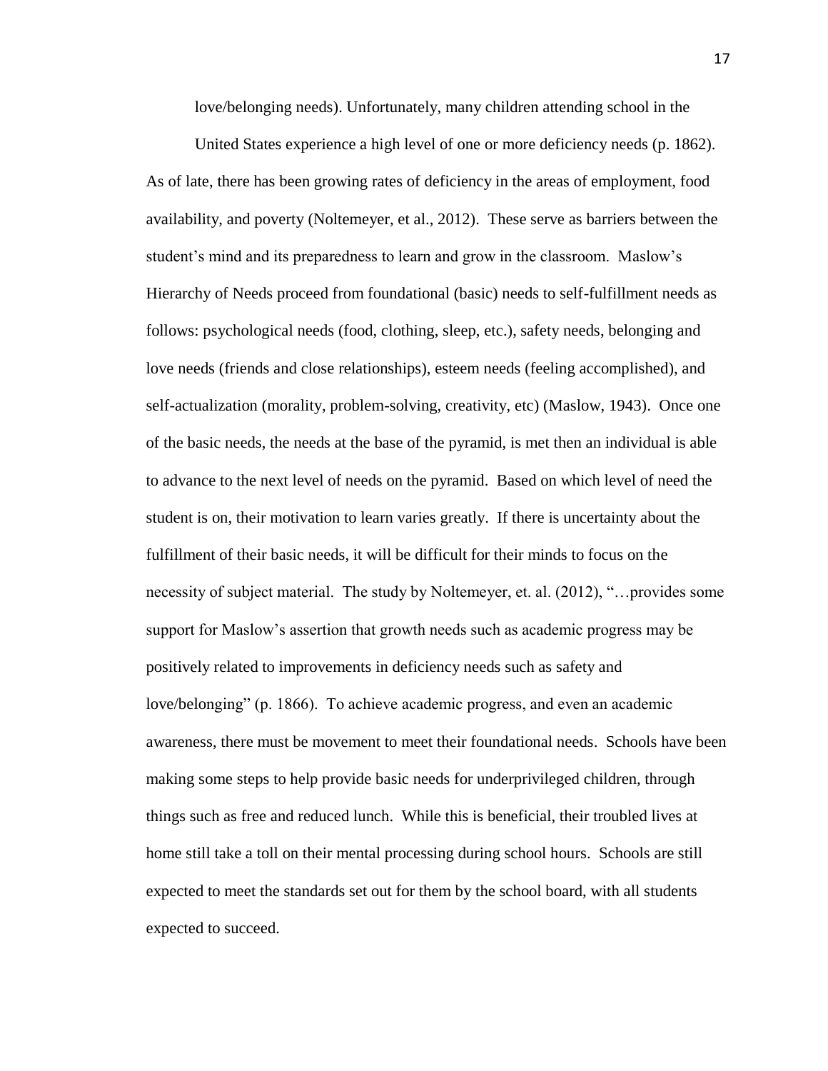love/belonging needs). Unfortunately, many children attending school in the

United States experience a high level of one or more deficiency needs (p. 1862). As of late, there has been growing rates of deficiency in the areas of employment, food availability, and poverty (Noltemeyer, et al., 2012). These serve as barriers between the student's mind and its preparedness to learn and grow in the classroom. Maslow's Hierarchy of Needs proceed from foundational (basic) needs to self-fulfillment needs as follows: psychological needs (food, clothing, sleep, etc.), safety needs, belonging and love needs (friends and close relationships), esteem needs (feeling accomplished), and self-actualization (morality, problem-solving, creativity, etc) (Maslow, 1943). Once one of the basic needs, the needs at the base of the pyramid, is met then an individual is able to advance to the next level of needs on the pyramid. Based on which level of need the student is on, their motivation to learn varies greatly. If there is uncertainty about the fulfillment of their basic needs, it will be difficult for their minds to focus on the necessity of subject material. The study by Noltemeyer, et. al. (2012), "…provides some support for Maslow's assertion that growth needs such as academic progress may be positively related to improvements in deficiency needs such as safety and love/belonging" (p. 1866). To achieve academic progress, and even an academic awareness, there must be movement to meet their foundational needs. Schools have been making some steps to help provide basic needs for underprivileged children, through things such as free and reduced lunch. While this is beneficial, their troubled lives at home still take a toll on their mental processing during school hours. Schools are still expected to meet the standards set out for them by the school board, with all students expected to succeed.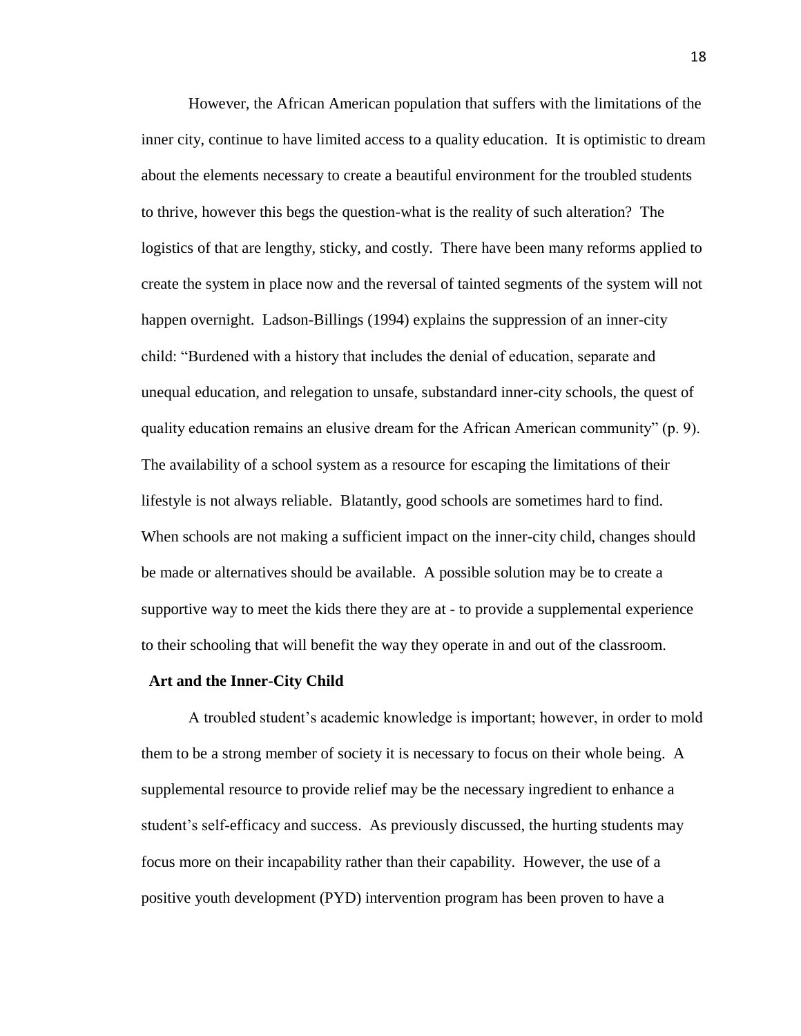However, the African American population that suffers with the limitations of the inner city, continue to have limited access to a quality education. It is optimistic to dream about the elements necessary to create a beautiful environment for the troubled students to thrive, however this begs the question-what is the reality of such alteration? The logistics of that are lengthy, sticky, and costly. There have been many reforms applied to create the system in place now and the reversal of tainted segments of the system will not happen overnight. Ladson-Billings (1994) explains the suppression of an inner-city child: "Burdened with a history that includes the denial of education, separate and unequal education, and relegation to unsafe, substandard inner-city schools, the quest of quality education remains an elusive dream for the African American community" (p. 9). The availability of a school system as a resource for escaping the limitations of their lifestyle is not always reliable. Blatantly, good schools are sometimes hard to find. When schools are not making a sufficient impact on the inner-city child, changes should be made or alternatives should be available. A possible solution may be to create a supportive way to meet the kids there they are at - to provide a supplemental experience to their schooling that will benefit the way they operate in and out of the classroom.

**Art and the Inner-City Child**

A troubled student's academic knowledge is important; however, in order to mold them to be a strong member of society it is necessary to focus on their whole being. A supplemental resource to provide relief may be the necessary ingredient to enhance a student's self-efficacy and success. As previously discussed, the hurting students may focus more on their incapability rather than their capability. However, the use of a positive youth development (PYD) intervention program has been proven to have a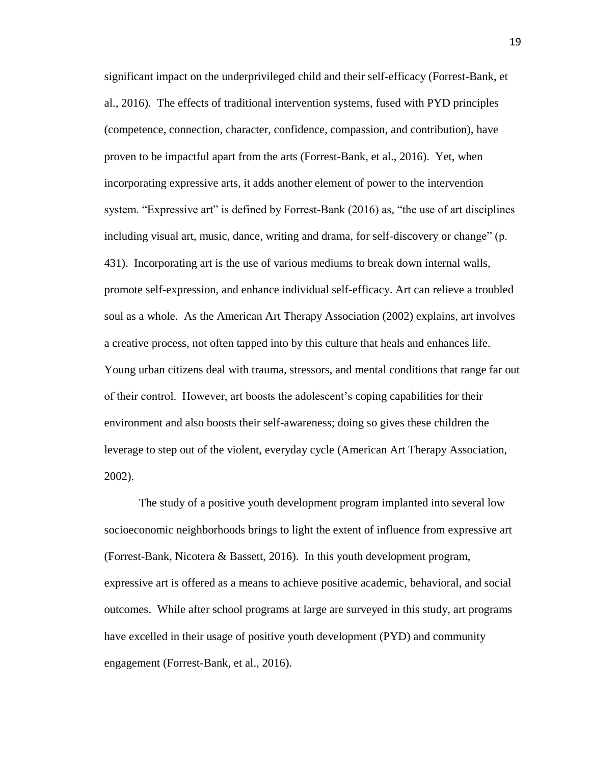significant impact on the underprivileged child and their self-efficacy (Forrest-Bank, et al., 2016). The effects of traditional intervention systems, fused with PYD principles (competence, connection, character, confidence, compassion, and contribution), have proven to be impactful apart from the arts (Forrest-Bank, et al., 2016). Yet, when incorporating expressive arts, it adds another element of power to the intervention system. "Expressive art" is defined by Forrest-Bank (2016) as, "the use of art disciplines including visual art, music, dance, writing and drama, for self-discovery or change" (p. 431). Incorporating art is the use of various mediums to break down internal walls, promote self-expression, and enhance individual self-efficacy. Art can relieve a troubled soul as a whole. As the American Art Therapy Association (2002) explains, art involves a creative process, not often tapped into by this culture that heals and enhances life. Young urban citizens deal with trauma, stressors, and mental conditions that range far out of their control. However, art boosts the adolescent's coping capabilities for their environment and also boosts their self-awareness; doing so gives these children the leverage to step out of the violent, everyday cycle (American Art Therapy Association, 2002).

The study of a positive youth development program implanted into several low socioeconomic neighborhoods brings to light the extent of influence from expressive art (Forrest-Bank, Nicotera & Bassett, 2016). In this youth development program, expressive art is offered as a means to achieve positive academic, behavioral, and social outcomes. While after school programs at large are surveyed in this study, art programs have excelled in their usage of positive youth development (PYD) and community engagement (Forrest-Bank, et al., 2016).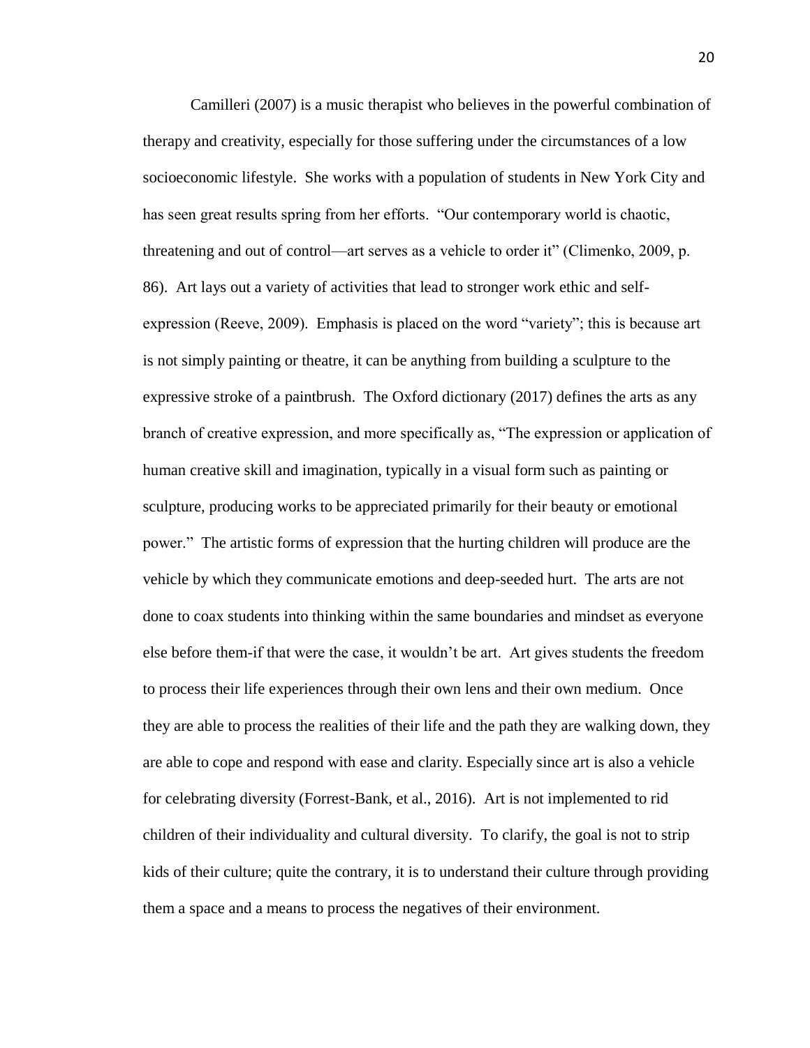Camilleri (2007) is a music therapist who believes in the powerful combination of therapy and creativity, especially for those suffering under the circumstances of a low socioeconomic lifestyle. She works with a population of students in New York City and has seen great results spring from her efforts. "Our contemporary world is chaotic, threatening and out of control—art serves as a vehicle to order it" (Climenko, 2009, p. 86). Art lays out a variety of activities that lead to stronger work ethic and self-expression (Reeve, 2009). Emphasis is placed on the word "variety"; this is because art is not simply painting or theatre, it can be anything from building a sculpture to the expressive stroke of a paintbrush. The Oxford dictionary (2017) defines the arts as any branch of creative expression, and more specifically as, "The expression or application of human creative skill and imagination, typically in a visual form such as painting or sculpture, producing works to be appreciated primarily for their beauty or emotional power." The artistic forms of expression that the hurting children will produce are the vehicle by which they communicate emotions and deep-seeded hurt. The arts are not done to coax students into thinking within the same boundaries and mindset as everyone else before them-if that were the case, it wouldn't be art. Art gives students the freedom to process their life experiences through their own lens and their own medium. Once they are able to process the realities of their life and the path they are walking down, they are able to cope and respond with ease and clarity. Especially since art is also a vehicle for celebrating diversity (Forrest-Bank, et al., 2016). Art is not implemented to rid children of their individuality and cultural diversity. To clarify, the goal is not to strip kids of their culture; quite the contrary, it is to understand their culture through providing them a space and a means to process the negatives of their environment.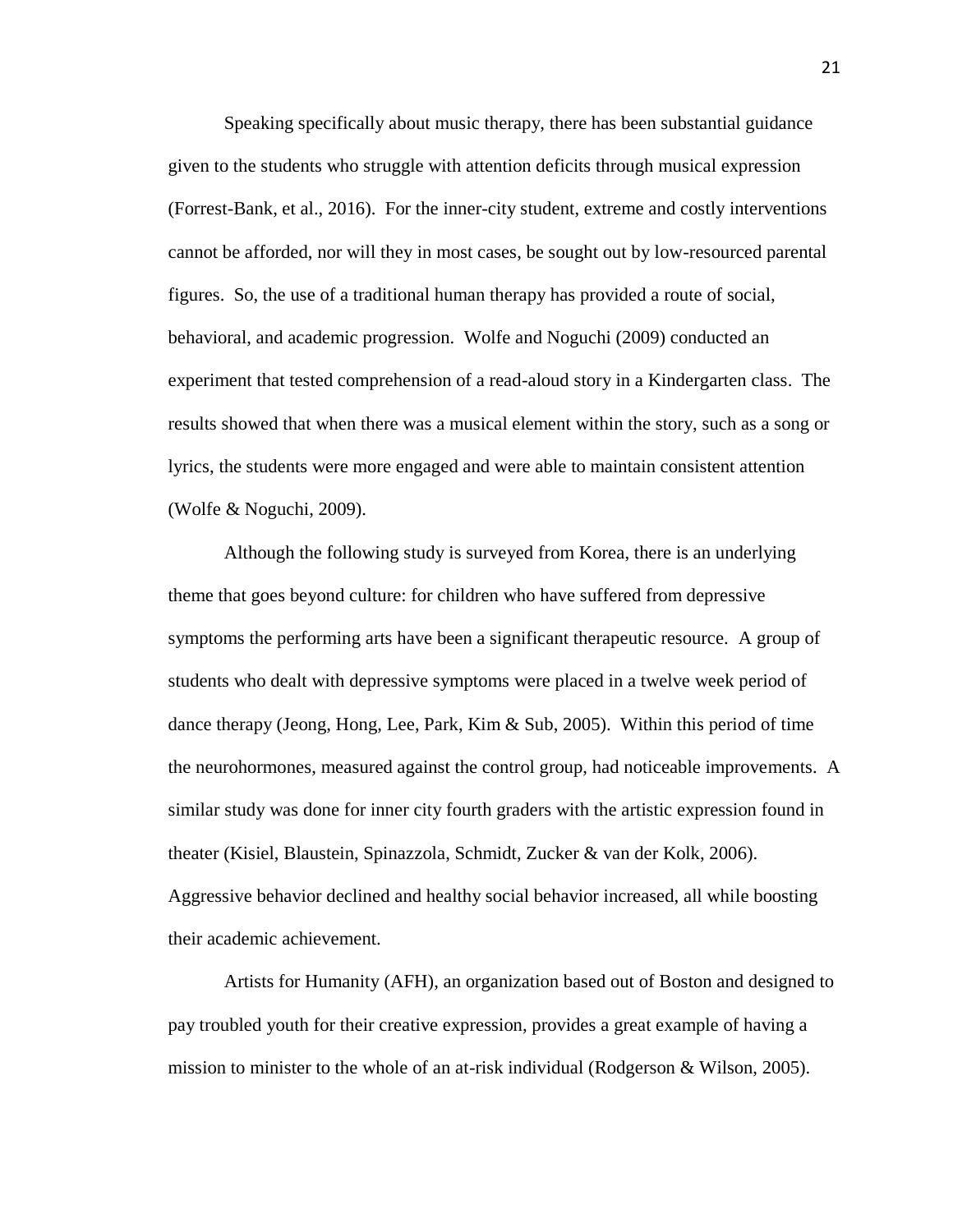Speaking specifically about music therapy, there has been substantial guidance given to the students who struggle with attention deficits through musical expression (Forrest-Bank, et al., 2016). For the inner-city student, extreme and costly interventions cannot be afforded, nor will they in most cases, be sought out by low-resourced parental figures. So, the use of a traditional human therapy has provided a route of social, behavioral, and academic progression. Wolfe and Noguchi (2009) conducted an experiment that tested comprehension of a read-aloud story in a Kindergarten class. The results showed that when there was a musical element within the story, such as a song or lyrics, the students were more engaged and were able to maintain consistent attention (Wolfe & Noguchi, 2009).

Although the following study is surveyed from Korea, there is an underlying theme that goes beyond culture: for children who have suffered from depressive symptoms the performing arts have been a significant therapeutic resource. A group of students who dealt with depressive symptoms were placed in a twelve week period of dance therapy (Jeong, Hong, Lee, Park, Kim & Sub, 2005). Within this period of time the neurohormones, measured against the control group, had noticeable improvements. A similar study was done for inner city fourth graders with the artistic expression found in theater (Kisiel, Blaustein, Spinazzola, Schmidt, Zucker & van der Kolk, 2006). Aggressive behavior declined and healthy social behavior increased, all while boosting their academic achievement.

Artists for Humanity (AFH), an organization based out of Boston and designed to pay troubled youth for their creative expression, provides a great example of having a mission to minister to the whole of an at-risk individual (Rodgerson & Wilson, 2005).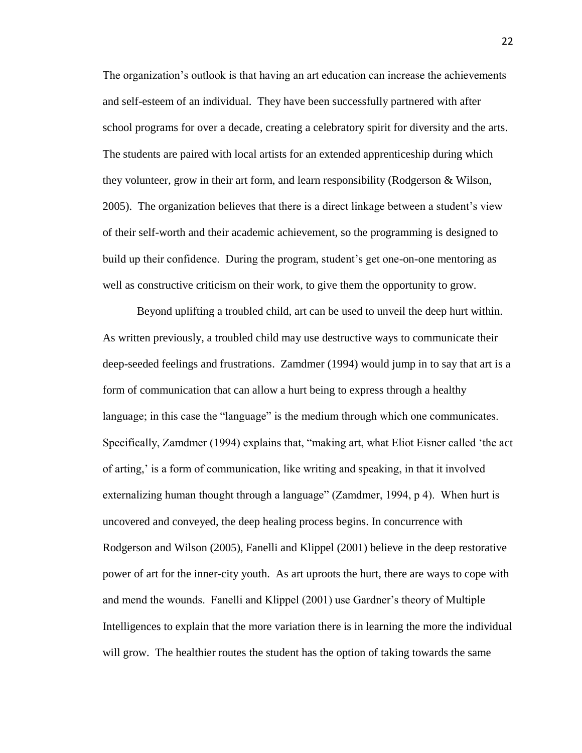The organization's outlook is that having an art education can increase the achievements and self-esteem of an individual. They have been successfully partnered with after school programs for over a decade, creating a celebratory spirit for diversity and the arts. The students are paired with local artists for an extended apprenticeship during which they volunteer, grow in their art form, and learn responsibility (Rodgerson & Wilson, 2005). The organization believes that there is a direct linkage between a student's view of their self-worth and their academic achievement, so the programming is designed to build up their confidence. During the program, student's get one-on-one mentoring as well as constructive criticism on their work, to give them the opportunity to grow.

Beyond uplifting a troubled child, art can be used to unveil the deep hurt within. As written previously, a troubled child may use destructive ways to communicate their deep-seeded feelings and frustrations. Zamdmer (1994) would jump in to say that art is a form of communication that can allow a hurt being to express through a healthy language; in this case the "language" is the medium through which one communicates. Specifically, Zamdmer (1994) explains that, "making art, what Eliot Eisner called 'the act of arting,' is a form of communication, like writing and speaking, in that it involved externalizing human thought through a language" (Zamdmer, 1994, p 4). When hurt is uncovered and conveyed, the deep healing process begins. In concurrence with Rodgerson and Wilson (2005), Fanelli and Klippel (2001) believe in the deep restorative power of art for the inner-city youth. As art uproots the hurt, there are ways to cope with and mend the wounds. Fanelli and Klippel (2001) use Gardner's theory of Multiple Intelligences to explain that the more variation there is in learning the more the individual will grow. The healthier routes the student has the option of taking towards the same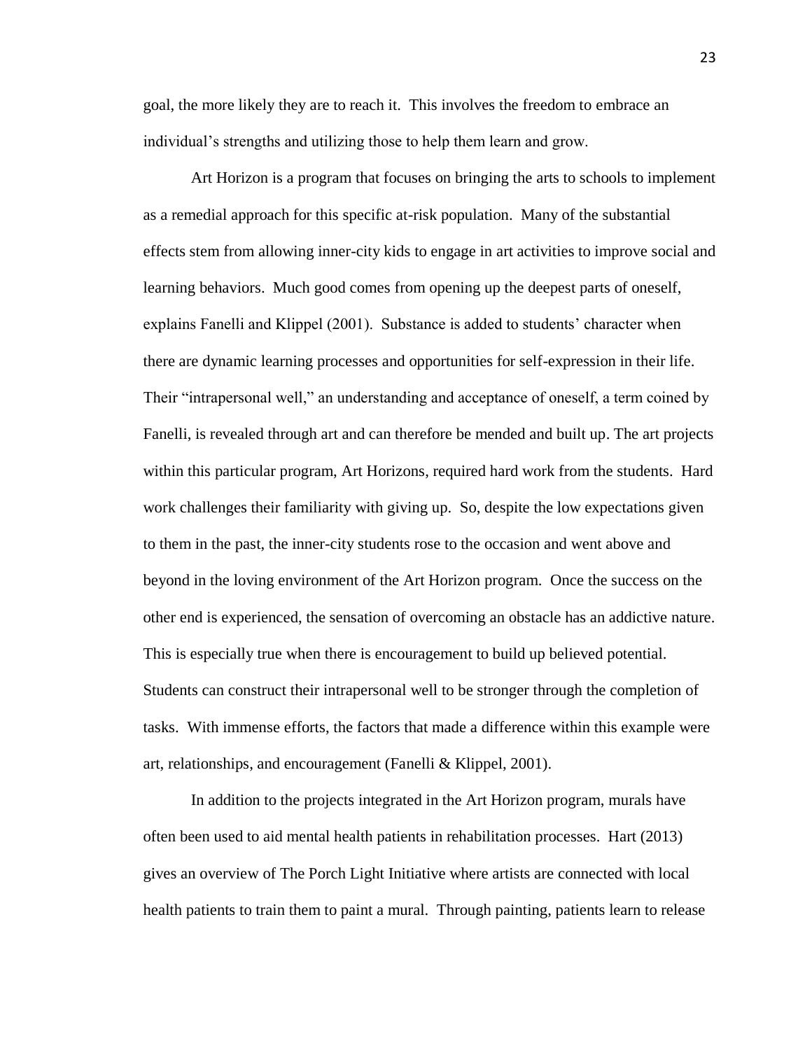goal, the more likely they are to reach it. This involves the freedom to embrace an individual's strengths and utilizing those to help them learn and grow.

Art Horizon is a program that focuses on bringing the arts to schools to implement as a remedial approach for this specific at-risk population. Many of the substantial effects stem from allowing inner-city kids to engage in art activities to improve social and learning behaviors. Much good comes from opening up the deepest parts of oneself, explains Fanelli and Klippel (2001). Substance is added to students' character when there are dynamic learning processes and opportunities for self-expression in their life. Their "intrapersonal well," an understanding and acceptance of oneself, a term coined by Fanelli, is revealed through art and can therefore be mended and built up. The art projects within this particular program, Art Horizons, required hard work from the students. Hard work challenges their familiarity with giving up. So, despite the low expectations given to them in the past, the inner-city students rose to the occasion and went above and beyond in the loving environment of the Art Horizon program. Once the success on the other end is experienced, the sensation of overcoming an obstacle has an addictive nature. This is especially true when there is encouragement to build up believed potential. Students can construct their intrapersonal well to be stronger through the completion of tasks. With immense efforts, the factors that made a difference within this example were art, relationships, and encouragement (Fanelli & Klippel, 2001).

In addition to the projects integrated in the Art Horizon program, murals have often been used to aid mental health patients in rehabilitation processes. Hart (2013) gives an overview of The Porch Light Initiative where artists are connected with local health patients to train them to paint a mural. Through painting, patients learn to release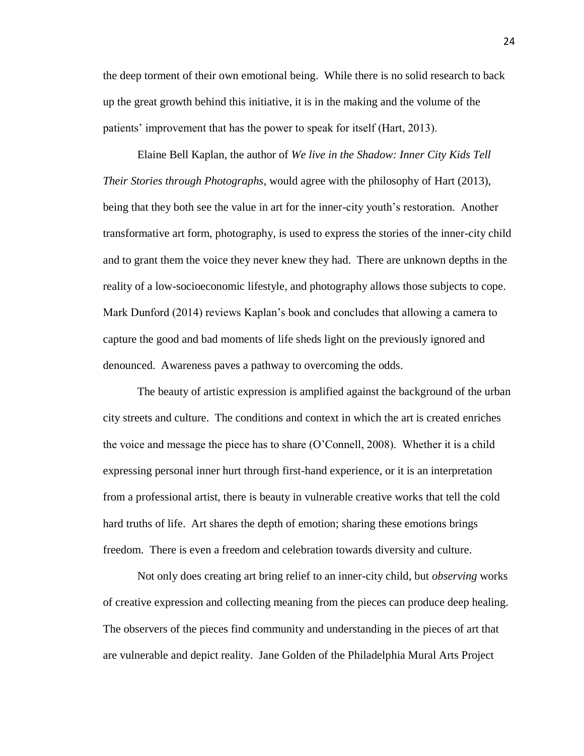the deep torment of their own emotional being. While there is no solid research to back up the great growth behind this initiative, it is in the making and the volume of the patients' improvement that has the power to speak for itself (Hart, 2013).

Elaine Bell Kaplan, the author of *We live in the Shadow: Inner City Kids Tell Their Stories through Photographs*, would agree with the philosophy of Hart (2013), being that they both see the value in art for the inner-city youth's restoration. Another transformative art form, photography, is used to express the stories of the inner-city child and to grant them the voice they never knew they had. There are unknown depths in the reality of a low-socioeconomic lifestyle, and photography allows those subjects to cope. Mark Dunford (2014) reviews Kaplan's book and concludes that allowing a camera to capture the good and bad moments of life sheds light on the previously ignored and denounced. Awareness paves a pathway to overcoming the odds.

The beauty of artistic expression is amplified against the background of the urban city streets and culture. The conditions and context in which the art is created enriches the voice and message the piece has to share (O'Connell, 2008). Whether it is a child expressing personal inner hurt through first-hand experience, or it is an interpretation from a professional artist, there is beauty in vulnerable creative works that tell the cold hard truths of life. Art shares the depth of emotion; sharing these emotions brings freedom. There is even a freedom and celebration towards diversity and culture.

Not only does creating art bring relief to an inner-city child, but *observing* works of creative expression and collecting meaning from the pieces can produce deep healing. The observers of the pieces find community and understanding in the pieces of art that are vulnerable and depict reality. Jane Golden of the Philadelphia Mural Arts Project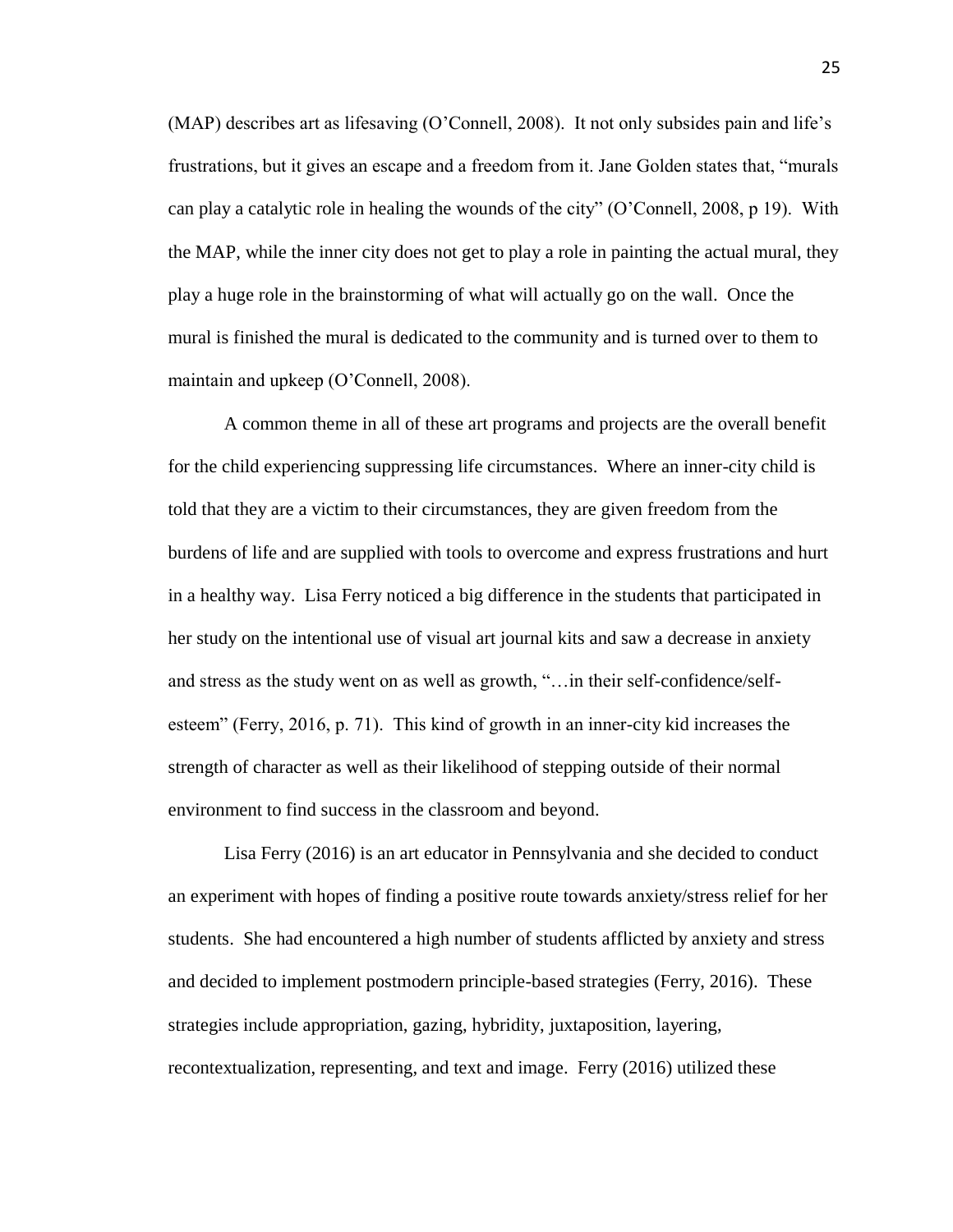(MAP) describes art as lifesaving (O'Connell, 2008). It not only subsides pain and life's frustrations, but it gives an escape and a freedom from it. Jane Golden states that, "murals can play a catalytic role in healing the wounds of the city" (O'Connell, 2008, p 19). With the MAP, while the inner city does not get to play a role in painting the actual mural, they play a huge role in the brainstorming of what will actually go on the wall. Once the mural is finished the mural is dedicated to the community and is turned over to them to maintain and upkeep (O'Connell, 2008).

A common theme in all of these art programs and projects are the overall benefit for the child experiencing suppressing life circumstances. Where an inner-city child is told that they are a victim to their circumstances, they are given freedom from the burdens of life and are supplied with tools to overcome and express frustrations and hurt in a healthy way. Lisa Ferry noticed a big difference in the students that participated in her study on the intentional use of visual art journal kits and saw a decrease in anxiety and stress as the study went on as well as growth, "…in their self-confidence/self-esteem" (Ferry, 2016, p. 71). This kind of growth in an inner-city kid increases the strength of character as well as their likelihood of stepping outside of their normal environment to find success in the classroom and beyond.

Lisa Ferry (2016) is an art educator in Pennsylvania and she decided to conduct an experiment with hopes of finding a positive route towards anxiety/stress relief for her students. She had encountered a high number of students afflicted by anxiety and stress and decided to implement postmodern principle-based strategies (Ferry, 2016). These strategies include appropriation, gazing, hybridity, juxtaposition, layering, recontextualization, representing, and text and image. Ferry (2016) utilized these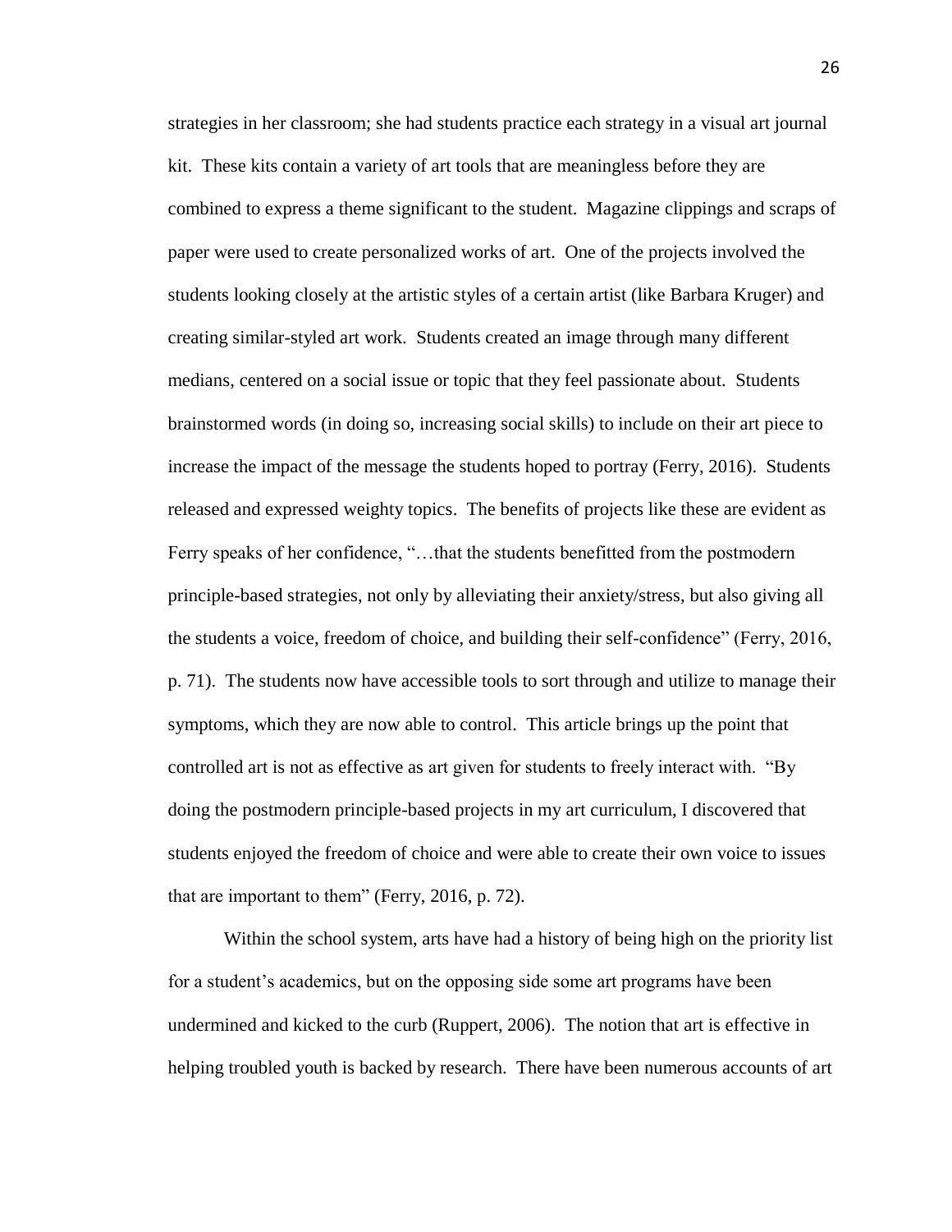strategies in her classroom; she had students practice each strategy in a visual art journal kit. These kits contain a variety of art tools that are meaningless before they are combined to express a theme significant to the student. Magazine clippings and scraps of paper were used to create personalized works of art. One of the projects involved the students looking closely at the artistic styles of a certain artist (like Barbara Kruger) and creating similar-styled art work. Students created an image through many different medians, centered on a social issue or topic that they feel passionate about. Students brainstormed words (in doing so, increasing social skills) to include on their art piece to increase the impact of the message the students hoped to portray (Ferry, 2016). Students released and expressed weighty topics. The benefits of projects like these are evident as Ferry speaks of her confidence, "…that the students benefitted from the postmodern principle-based strategies, not only by alleviating their anxiety/stress, but also giving all the students a voice, freedom of choice, and building their self-confidence" (Ferry, 2016, p. 71). The students now have accessible tools to sort through and utilize to manage their symptoms, which they are now able to control. This article brings up the point that controlled art is not as effective as art given for students to freely interact with. "By doing the postmodern principle-based projects in my art curriculum, I discovered that students enjoyed the freedom of choice and were able to create their own voice to issues that are important to them" (Ferry, 2016, p. 72).

Within the school system, arts have had a history of being high on the priority list for a student's academics, but on the opposing side some art programs have been undermined and kicked to the curb (Ruppert, 2006). The notion that art is effective in helping troubled youth is backed by research. There have been numerous accounts of art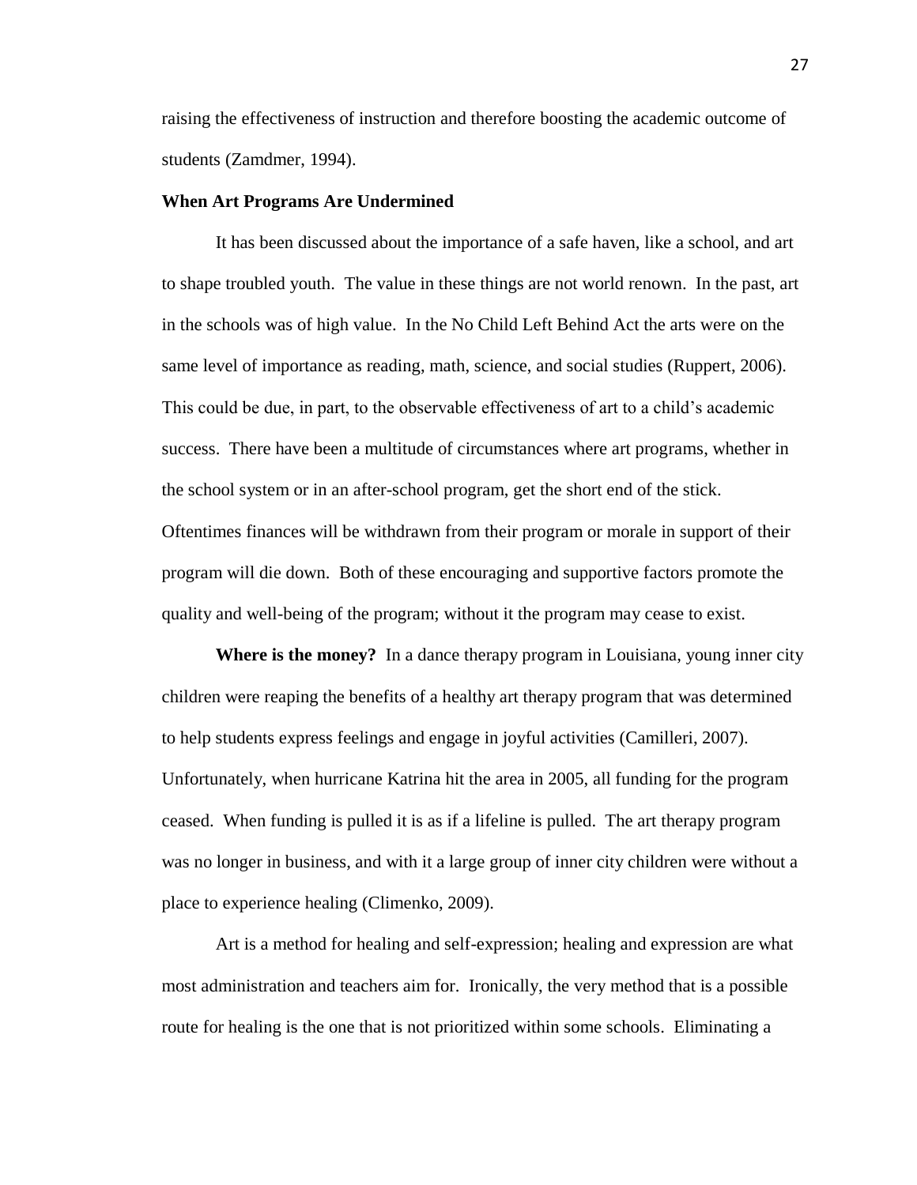raising the effectiveness of instruction and therefore boosting the academic outcome of students (Zamdmer, 1994).

### When Art Programs Are Undermined

It has been discussed about the importance of a safe haven, like a school, and art to shape troubled youth. The value in these things are not world renown. In the past, art in the schools was of high value. In the No Child Left Behind Act the arts were on the same level of importance as reading, math, science, and social studies (Ruppert, 2006). This could be due, in part, to the observable effectiveness of art to a child's academic success. There have been a multitude of circumstances where art programs, whether in the school system or in an after-school program, get the short end of the stick. Oftentimes finances will be withdrawn from their program or morale in support of their program will die down. Both of these encouraging and supportive factors promote the quality and well-being of the program; without it the program may cease to exist.

**Where is the money?** In a dance therapy program in Louisiana, young inner city children were reaping the benefits of a healthy art therapy program that was determined to help students express feelings and engage in joyful activities (Camilleri, 2007). Unfortunately, when hurricane Katrina hit the area in 2005, all funding for the program ceased. When funding is pulled it is as if a lifeline is pulled. The art therapy program was no longer in business, and with it a large group of inner city children were without a place to experience healing (Climenko, 2009).

Art is a method for healing and self-expression; healing and expression are what most administration and teachers aim for. Ironically, the very method that is a possible route for healing is the one that is not prioritized within some schools. Eliminating a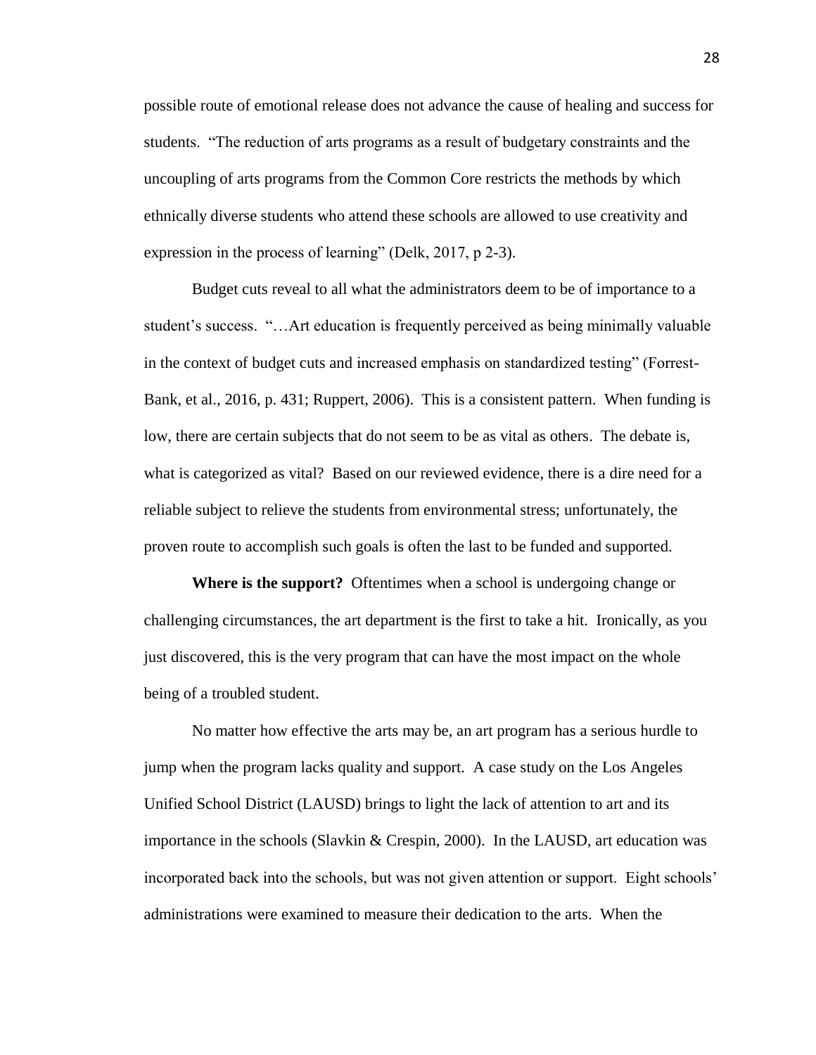possible route of emotional release does not advance the cause of healing and success for students. "The reduction of arts programs as a result of budgetary constraints and the uncoupling of arts programs from the Common Core restricts the methods by which ethnically diverse students who attend these schools are allowed to use creativity and expression in the process of learning" (Delk, 2017, p 2-3).

Budget cuts reveal to all what the administrators deem to be of importance to a student's success. "…Art education is frequently perceived as being minimally valuable in the context of budget cuts and increased emphasis on standardized testing" (Forrest-Bank, et al., 2016, p. 431; Ruppert, 2006). This is a consistent pattern. When funding is low, there are certain subjects that do not seem to be as vital as others. The debate is, what is categorized as vital? Based on our reviewed evidence, there is a dire need for a reliable subject to relieve the students from environmental stress; unfortunately, the proven route to accomplish such goals is often the last to be funded and supported.

**Where is the support?** Oftentimes when a school is undergoing change or challenging circumstances, the art department is the first to take a hit. Ironically, as you just discovered, this is the very program that can have the most impact on the whole being of a troubled student.

No matter how effective the arts may be, an art program has a serious hurdle to jump when the program lacks quality and support. A case study on the Los Angeles Unified School District (LAUSD) brings to light the lack of attention to art and its importance in the schools (Slavkin & Crespin, 2000). In the LAUSD, art education was incorporated back into the schools, but was not given attention or support. Eight schools' administrations were examined to measure their dedication to the arts. When the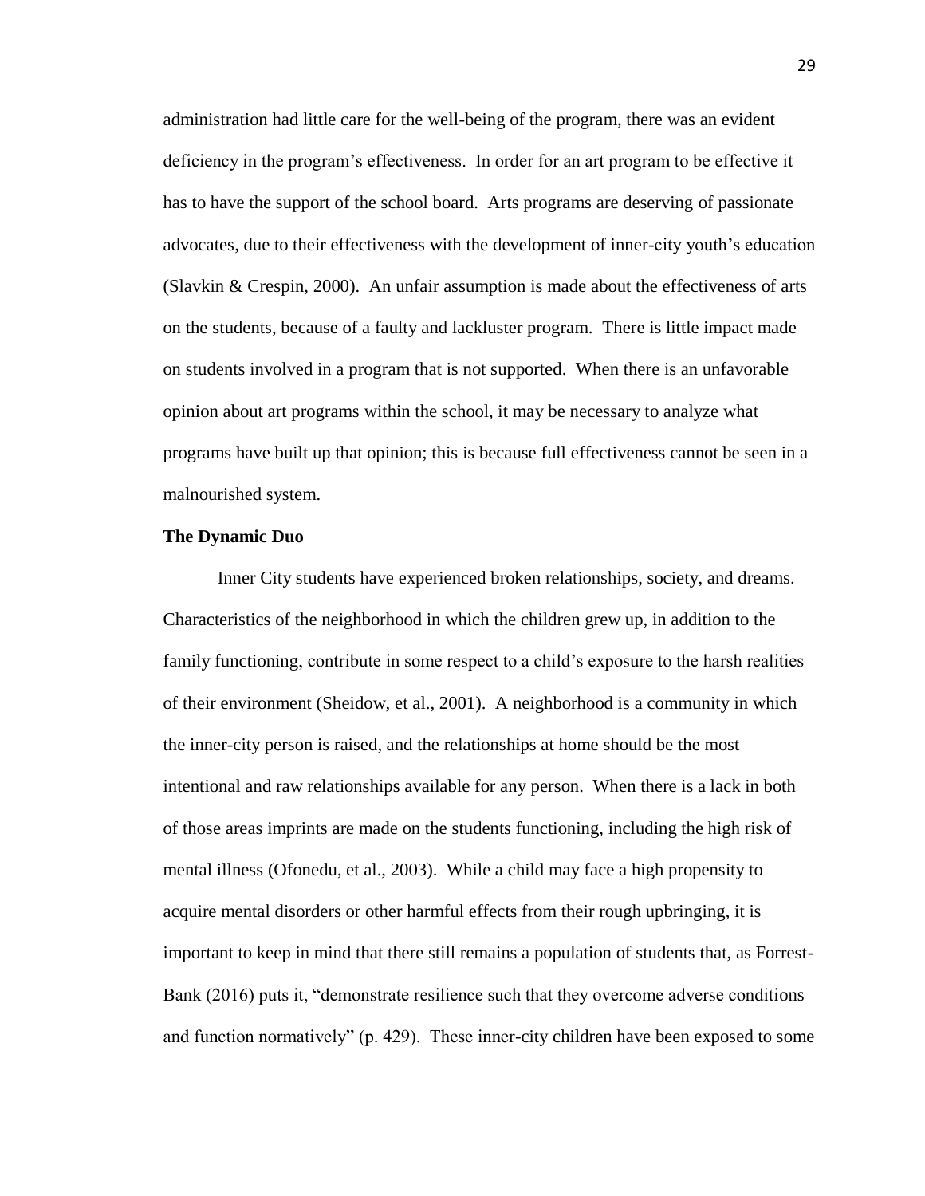administration had little care for the well-being of the program, there was an evident deficiency in the program's effectiveness. In order for an art program to be effective it has to have the support of the school board. Arts programs are deserving of passionate advocates, due to their effectiveness with the development of inner-city youth's education (Slavkin & Crespin, 2000). An unfair assumption is made about the effectiveness of arts on the students, because of a faulty and lackluster program. There is little impact made on students involved in a program that is not supported. When there is an unfavorable opinion about art programs within the school, it may be necessary to analyze what programs have built up that opinion; this is because full effectiveness cannot be seen in a malnourished system.

**The Dynamic Duo**

Inner City students have experienced broken relationships, society, and dreams. Characteristics of the neighborhood in which the children grew up, in addition to the family functioning, contribute in some respect to a child's exposure to the harsh realities of their environment (Sheidow, et al., 2001). A neighborhood is a community in which the inner-city person is raised, and the relationships at home should be the most intentional and raw relationships available for any person. When there is a lack in both of those areas imprints are made on the students functioning, including the high risk of mental illness (Ofonedu, et al., 2003). While a child may face a high propensity to acquire mental disorders or other harmful effects from their rough upbringing, it is important to keep in mind that there still remains a population of students that, as Forrest-Bank (2016) puts it, "demonstrate resilience such that they overcome adverse conditions and function normatively" (p. 429). These inner-city children have been exposed to some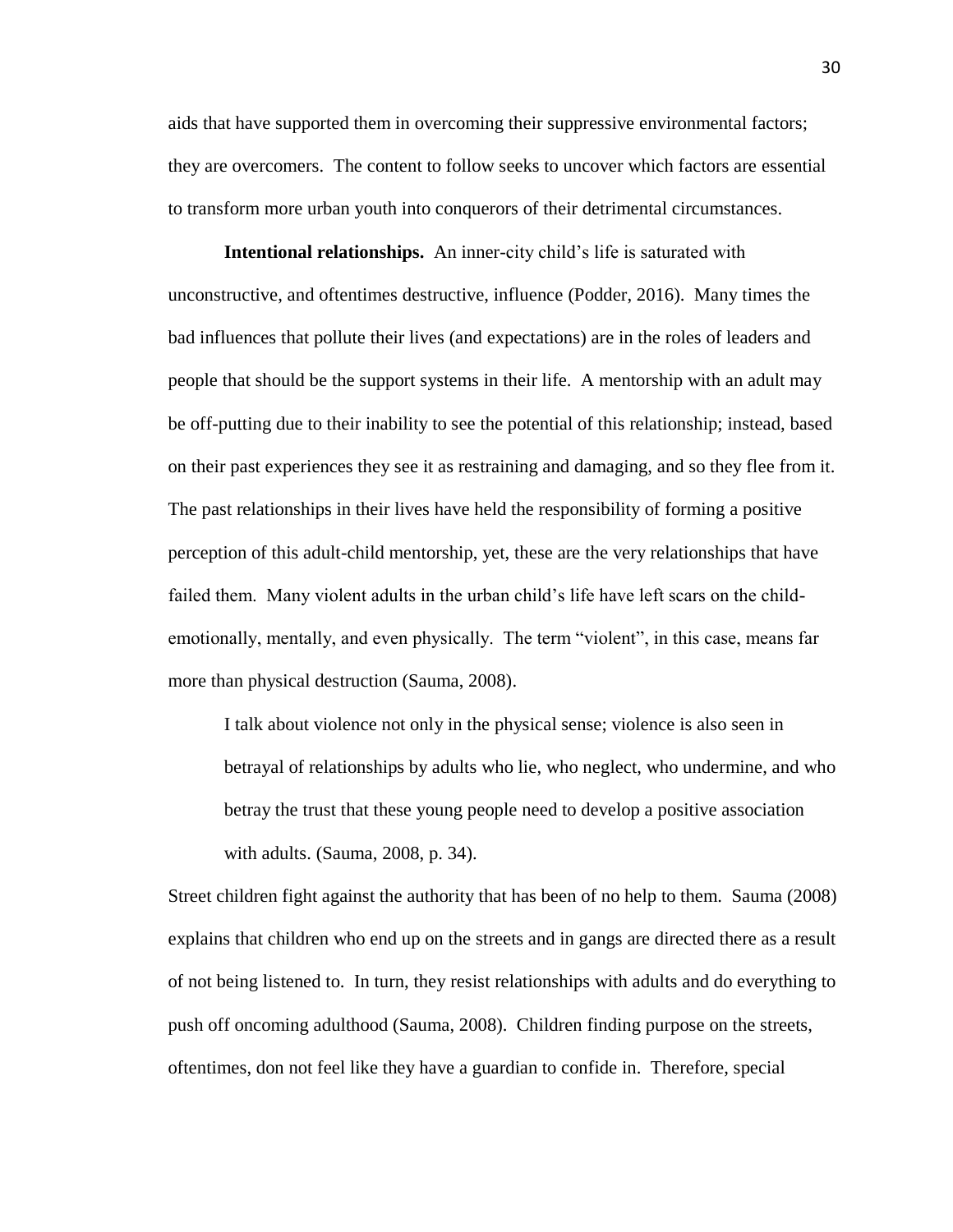aids that have supported them in overcoming their suppressive environmental factors; they are overcomers. The content to follow seeks to uncover which factors are essential to transform more urban youth into conquerors of their detrimental circumstances.

**Intentional relationships.** An inner-city child's life is saturated with unconstructive, and oftentimes destructive, influence (Podder, 2016). Many times the bad influences that pollute their lives (and expectations) are in the roles of leaders and people that should be the support systems in their life. A mentorship with an adult may be off-putting due to their inability to see the potential of this relationship; instead, based on their past experiences they see it as restraining and damaging, and so they flee from it. The past relationships in their lives have held the responsibility of forming a positive perception of this adult-child mentorship, yet, these are the very relationships that have failed them. Many violent adults in the urban child's life have left scars on the child-emotionally, mentally, and even physically. The term "violent", in this case, means far more than physical destruction (Sauma, 2008).

> I talk about violence not only in the physical sense; violence is also seen in betrayal of relationships by adults who lie, who neglect, who undermine, and who betray the trust that these young people need to develop a positive association with adults. (Sauma, 2008, p. 34).

Street children fight against the authority that has been of no help to them. Sauma (2008) explains that children who end up on the streets and in gangs are directed there as a result of not being listened to. In turn, they resist relationships with adults and do everything to push off oncoming adulthood (Sauma, 2008). Children finding purpose on the streets, oftentimes, don not feel like they have a guardian to confide in. Therefore, special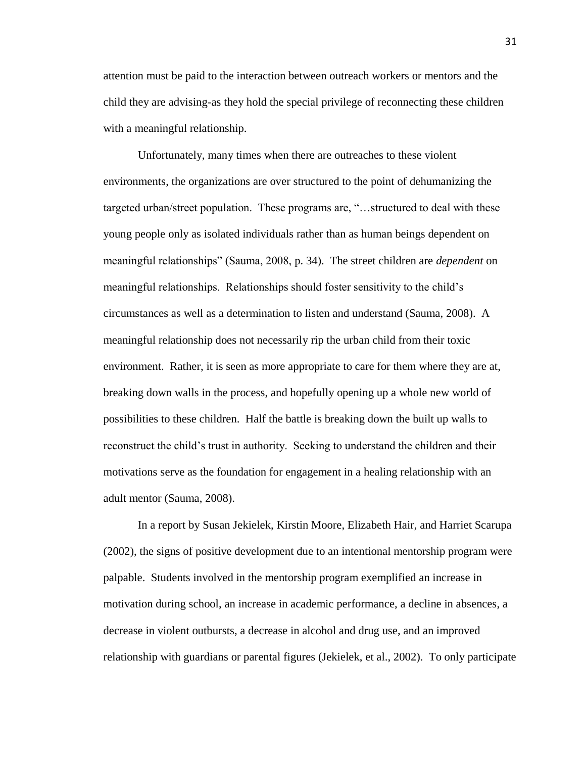attention must be paid to the interaction between outreach workers or mentors and the child they are advising-as they hold the special privilege of reconnecting these children with a meaningful relationship.

Unfortunately, many times when there are outreaches to these violent environments, the organizations are over structured to the point of dehumanizing the targeted urban/street population. These programs are, "…structured to deal with these young people only as isolated individuals rather than as human beings dependent on meaningful relationships" (Sauma, 2008, p. 34). The street children are *dependent* on meaningful relationships. Relationships should foster sensitivity to the child's circumstances as well as a determination to listen and understand (Sauma, 2008). A meaningful relationship does not necessarily rip the urban child from their toxic environment. Rather, it is seen as more appropriate to care for them where they are at, breaking down walls in the process, and hopefully opening up a whole new world of possibilities to these children. Half the battle is breaking down the built up walls to reconstruct the child's trust in authority. Seeking to understand the children and their motivations serve as the foundation for engagement in a healing relationship with an adult mentor (Sauma, 2008).

In a report by Susan Jekielek, Kirstin Moore, Elizabeth Hair, and Harriet Scarupa (2002), the signs of positive development due to an intentional mentorship program were palpable. Students involved in the mentorship program exemplified an increase in motivation during school, an increase in academic performance, a decline in absences, a decrease in violent outbursts, a decrease in alcohol and drug use, and an improved relationship with guardians or parental figures (Jekielek, et al., 2002). To only participate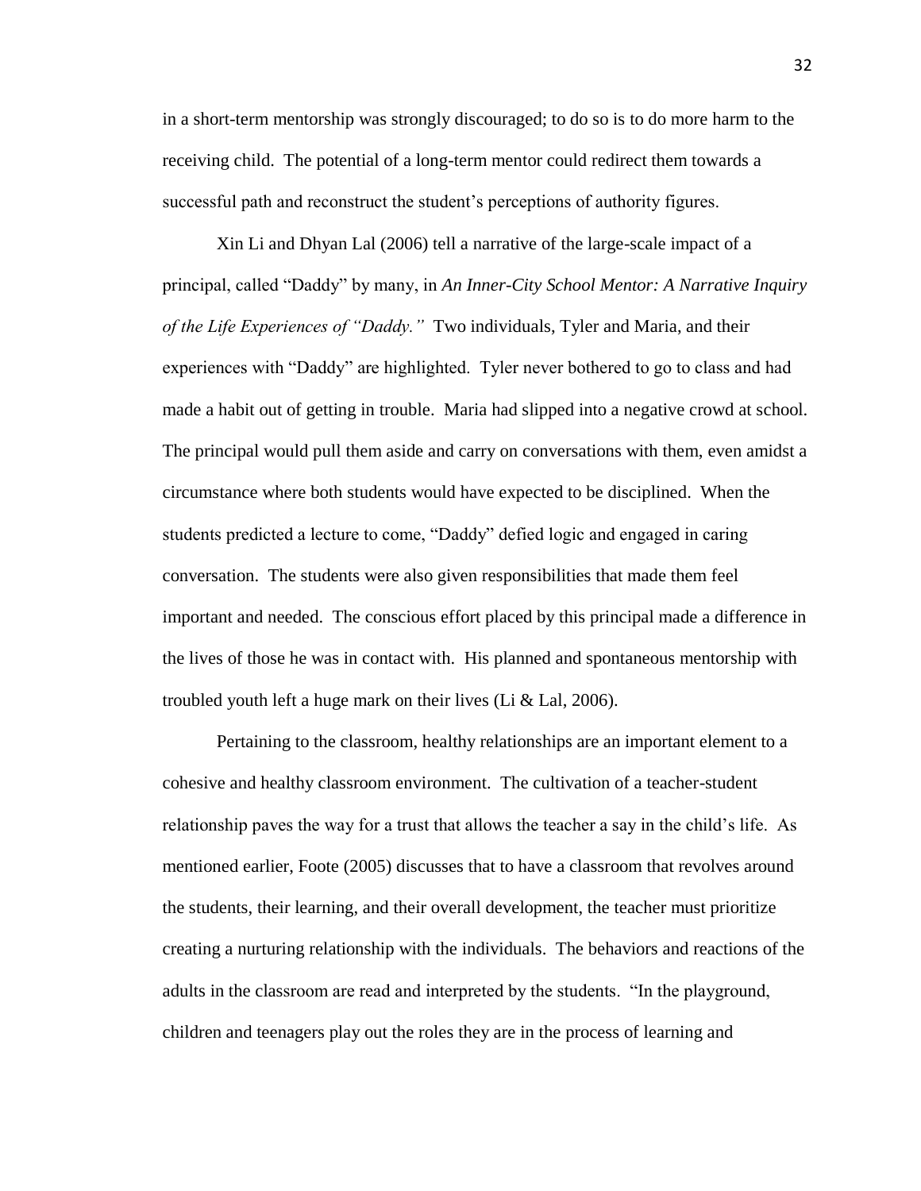in a short-term mentorship was strongly discouraged; to do so is to do more harm to the receiving child. The potential of a long-term mentor could redirect them towards a successful path and reconstruct the student's perceptions of authority figures.

Xin Li and Dhyan Lal (2006) tell a narrative of the large-scale impact of a principal, called "Daddy" by many, in *An Inner-City School Mentor: A Narrative Inquiry of the Life Experiences of "Daddy."* Two individuals, Tyler and Maria, and their experiences with "Daddy" are highlighted. Tyler never bothered to go to class and had made a habit out of getting in trouble. Maria had slipped into a negative crowd at school. The principal would pull them aside and carry on conversations with them, even amidst a circumstance where both students would have expected to be disciplined. When the students predicted a lecture to come, "Daddy" defied logic and engaged in caring conversation. The students were also given responsibilities that made them feel important and needed. The conscious effort placed by this principal made a difference in the lives of those he was in contact with. His planned and spontaneous mentorship with troubled youth left a huge mark on their lives (Li & Lal, 2006).

Pertaining to the classroom, healthy relationships are an important element to a cohesive and healthy classroom environment. The cultivation of a teacher-student relationship paves the way for a trust that allows the teacher a say in the child's life. As mentioned earlier, Foote (2005) discusses that to have a classroom that revolves around the students, their learning, and their overall development, the teacher must prioritize creating a nurturing relationship with the individuals. The behaviors and reactions of the adults in the classroom are read and interpreted by the students. "In the playground, children and teenagers play out the roles they are in the process of learning and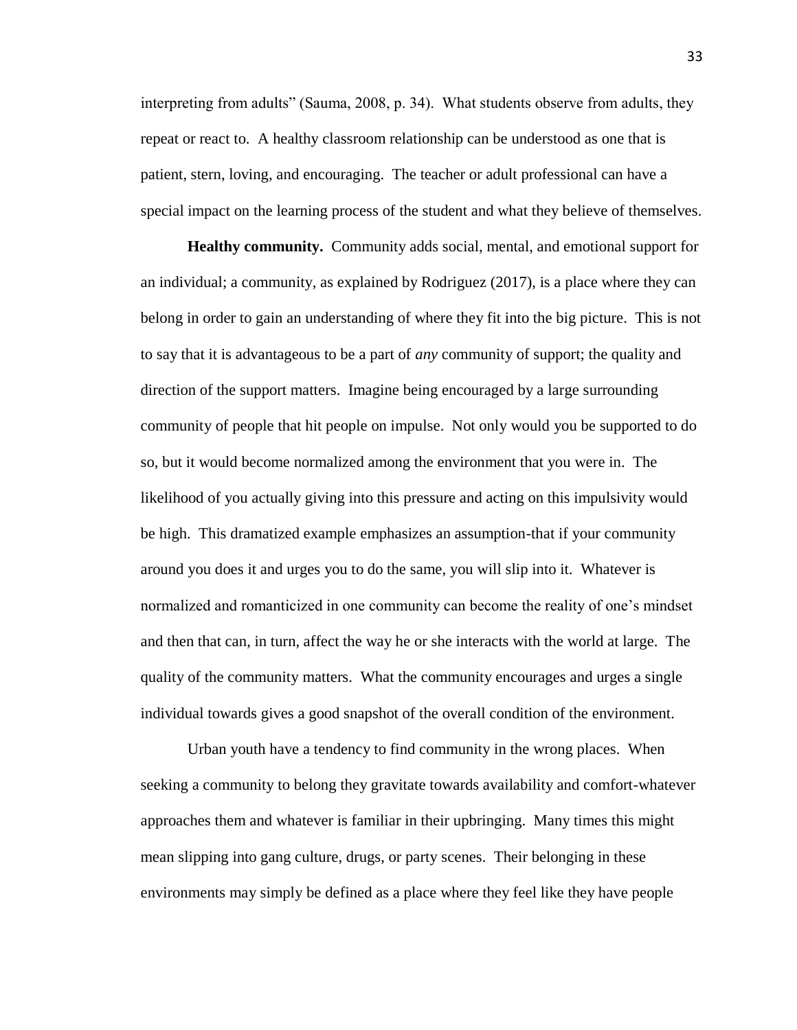interpreting from adults" (Sauma, 2008, p. 34). What students observe from adults, they repeat or react to. A healthy classroom relationship can be understood as one that is patient, stern, loving, and encouraging. The teacher or adult professional can have a special impact on the learning process of the student and what they believe of themselves.

**Healthy community.** Community adds social, mental, and emotional support for an individual; a community, as explained by Rodriguez (2017), is a place where they can belong in order to gain an understanding of where they fit into the big picture. This is not to say that it is advantageous to be a part of *any* community of support; the quality and direction of the support matters. Imagine being encouraged by a large surrounding community of people that hit people on impulse. Not only would you be supported to do so, but it would become normalized among the environment that you were in. The likelihood of you actually giving into this pressure and acting on this impulsivity would be high. This dramatized example emphasizes an assumption-that if your community around you does it and urges you to do the same, you will slip into it. Whatever is normalized and romanticized in one community can become the reality of one's mindset and then that can, in turn, affect the way he or she interacts with the world at large. The quality of the community matters. What the community encourages and urges a single individual towards gives a good snapshot of the overall condition of the environment.

Urban youth have a tendency to find community in the wrong places. When seeking a community to belong they gravitate towards availability and comfort-whatever approaches them and whatever is familiar in their upbringing. Many times this might mean slipping into gang culture, drugs, or party scenes. Their belonging in these environments may simply be defined as a place where they feel like they have people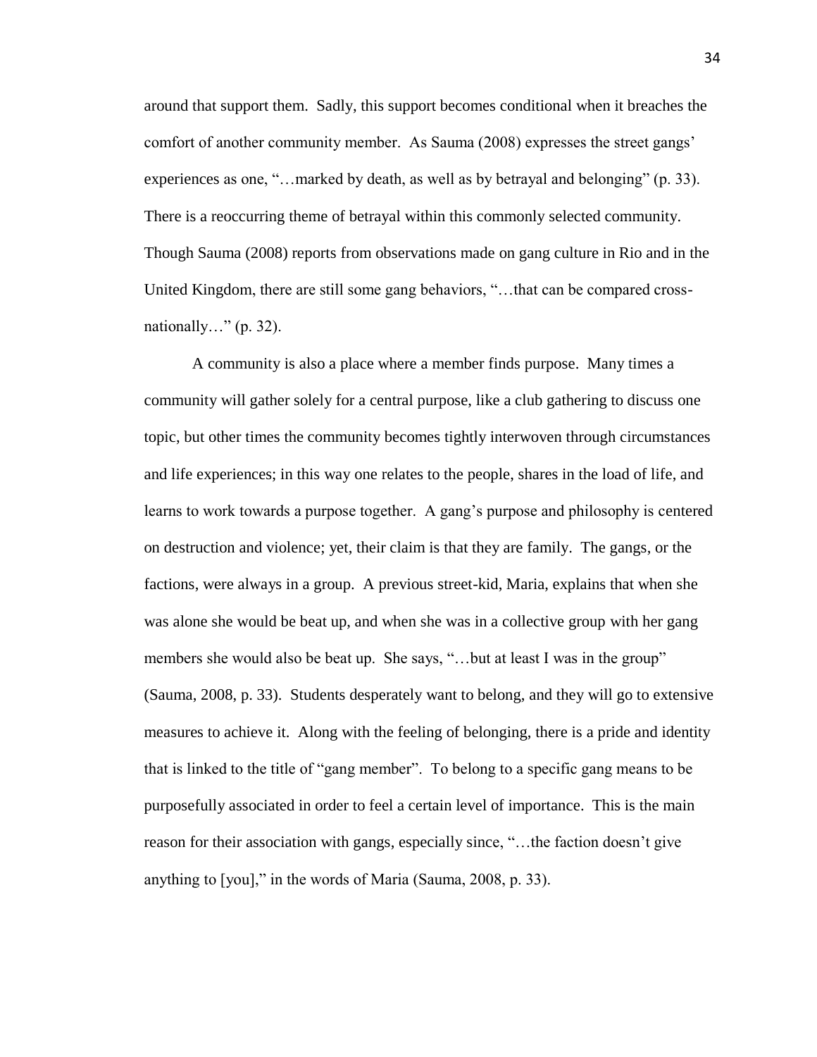around that support them. Sadly, this support becomes conditional when it breaches the comfort of another community member. As Sauma (2008) expresses the street gangs' experiences as one, "…marked by death, as well as by betrayal and belonging" (p. 33). There is a reoccurring theme of betrayal within this commonly selected community. Though Sauma (2008) reports from observations made on gang culture in Rio and in the United Kingdom, there are still some gang behaviors, "…that can be compared cross-nationally…" (p. 32).

A community is also a place where a member finds purpose. Many times a community will gather solely for a central purpose, like a club gathering to discuss one topic, but other times the community becomes tightly interwoven through circumstances and life experiences; in this way one relates to the people, shares in the load of life, and learns to work towards a purpose together. A gang's purpose and philosophy is centered on destruction and violence; yet, their claim is that they are family. The gangs, or the factions, were always in a group. A previous street-kid, Maria, explains that when she was alone she would be beat up, and when she was in a collective group with her gang members she would also be beat up. She says, "…but at least I was in the group" (Sauma, 2008, p. 33). Students desperately want to belong, and they will go to extensive measures to achieve it. Along with the feeling of belonging, there is a pride and identity that is linked to the title of "gang member". To belong to a specific gang means to be purposefully associated in order to feel a certain level of importance. This is the main reason for their association with gangs, especially since, "…the faction doesn't give anything to [you]," in the words of Maria (Sauma, 2008, p. 33).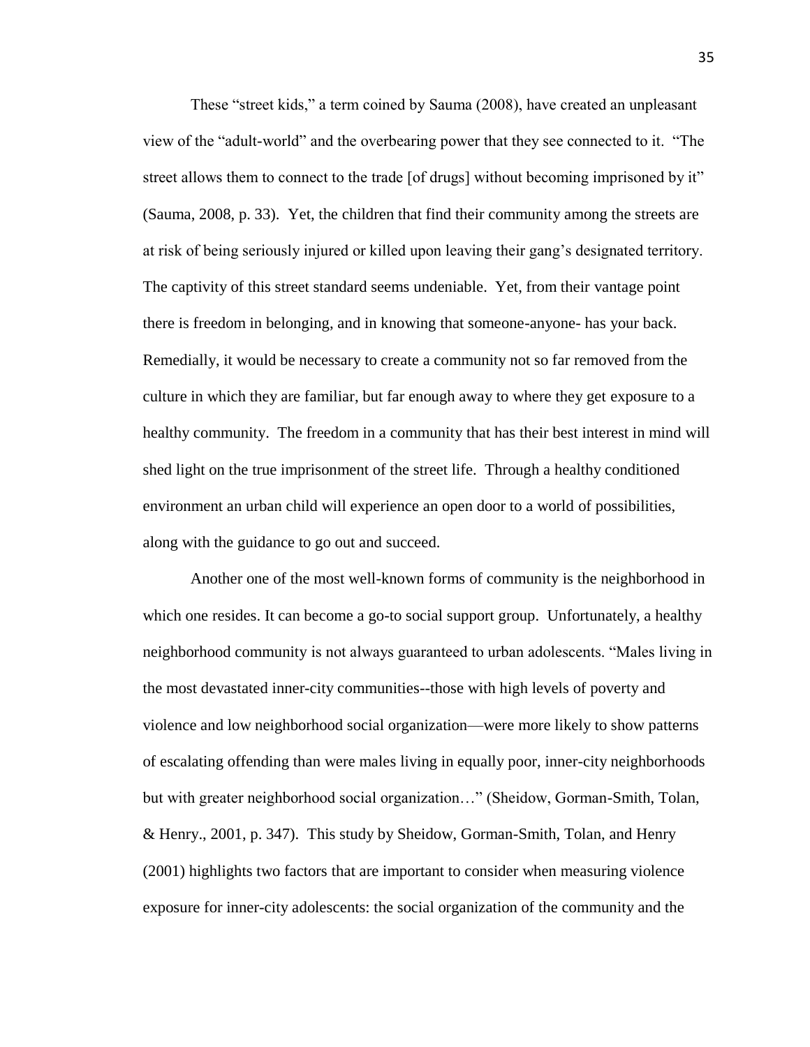These "street kids," a term coined by Sauma (2008), have created an unpleasant view of the "adult-world" and the overbearing power that they see connected to it. "The street allows them to connect to the trade [of drugs] without becoming imprisoned by it" (Sauma, 2008, p. 33). Yet, the children that find their community among the streets are at risk of being seriously injured or killed upon leaving their gang's designated territory. The captivity of this street standard seems undeniable. Yet, from their vantage point there is freedom in belonging, and in knowing that someone-anyone- has your back. Remedially, it would be necessary to create a community not so far removed from the culture in which they are familiar, but far enough away to where they get exposure to a healthy community. The freedom in a community that has their best interest in mind will shed light on the true imprisonment of the street life. Through a healthy conditioned environment an urban child will experience an open door to a world of possibilities, along with the guidance to go out and succeed.

Another one of the most well-known forms of community is the neighborhood in which one resides. It can become a go-to social support group. Unfortunately, a healthy neighborhood community is not always guaranteed to urban adolescents. "Males living in the most devastated inner-city communities--those with high levels of poverty and violence and low neighborhood social organization—were more likely to show patterns of escalating offending than were males living in equally poor, inner-city neighborhoods but with greater neighborhood social organization…" (Sheidow, Gorman-Smith, Tolan, & Henry., 2001, p. 347). This study by Sheidow, Gorman-Smith, Tolan, and Henry (2001) highlights two factors that are important to consider when measuring violence exposure for inner-city adolescents: the social organization of the community and the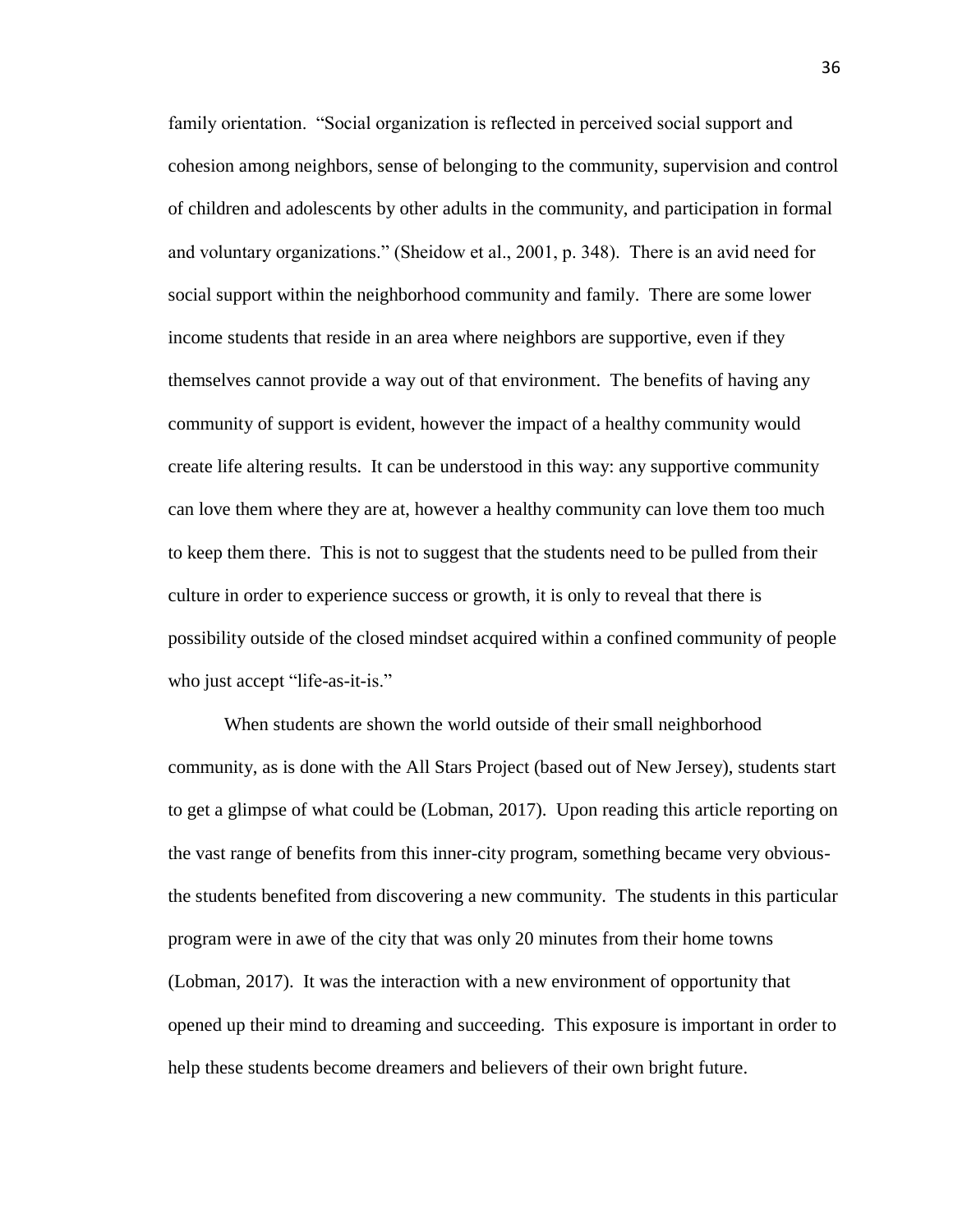family orientation. "Social organization is reflected in perceived social support and cohesion among neighbors, sense of belonging to the community, supervision and control of children and adolescents by other adults in the community, and participation in formal and voluntary organizations." (Sheidow et al., 2001, p. 348). There is an avid need for social support within the neighborhood community and family. There are some lower income students that reside in an area where neighbors are supportive, even if they themselves cannot provide a way out of that environment. The benefits of having any community of support is evident, however the impact of a healthy community would create life altering results. It can be understood in this way: any supportive community can love them where they are at, however a healthy community can love them too much to keep them there. This is not to suggest that the students need to be pulled from their culture in order to experience success or growth, it is only to reveal that there is possibility outside of the closed mindset acquired within a confined community of people who just accept "life-as-it-is."

When students are shown the world outside of their small neighborhood community, as is done with the All Stars Project (based out of New Jersey), students start to get a glimpse of what could be (Lobman, 2017). Upon reading this article reporting on the vast range of benefits from this inner-city program, something became very obvious- the students benefited from discovering a new community. The students in this particular program were in awe of the city that was only 20 minutes from their home towns (Lobman, 2017). It was the interaction with a new environment of opportunity that opened up their mind to dreaming and succeeding. This exposure is important in order to help these students become dreamers and believers of their own bright future.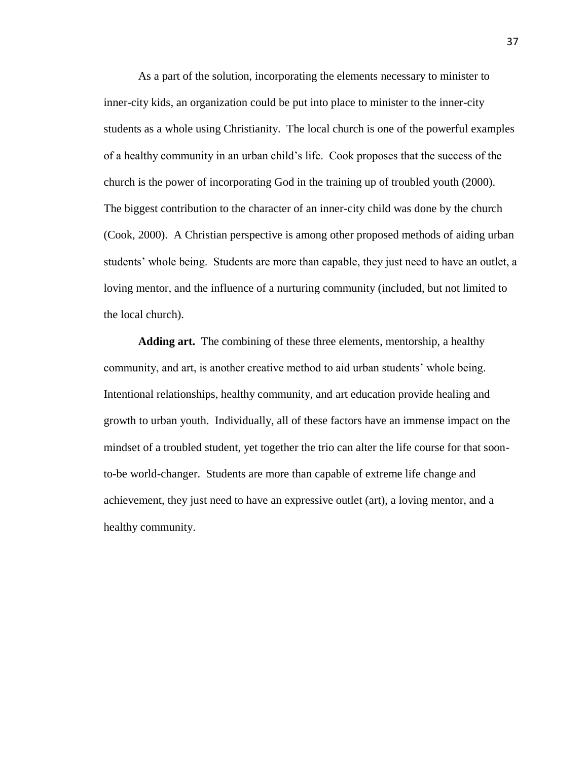As a part of the solution, incorporating the elements necessary to minister to inner-city kids, an organization could be put into place to minister to the inner-city students as a whole using Christianity. The local church is one of the powerful examples of a healthy community in an urban child's life. Cook proposes that the success of the church is the power of incorporating God in the training up of troubled youth (2000). The biggest contribution to the character of an inner-city child was done by the church (Cook, 2000). A Christian perspective is among other proposed methods of aiding urban students' whole being. Students are more than capable, they just need to have an outlet, a loving mentor, and the influence of a nurturing community (included, but not limited to the local church).

**Adding art.** The combining of these three elements, mentorship, a healthy community, and art, is another creative method to aid urban students' whole being. Intentional relationships, healthy community, and art education provide healing and growth to urban youth. Individually, all of these factors have an immense impact on the mindset of a troubled student, yet together the trio can alter the life course for that soon-to-be world-changer. Students are more than capable of extreme life change and achievement, they just need to have an expressive outlet (art), a loving mentor, and a healthy community.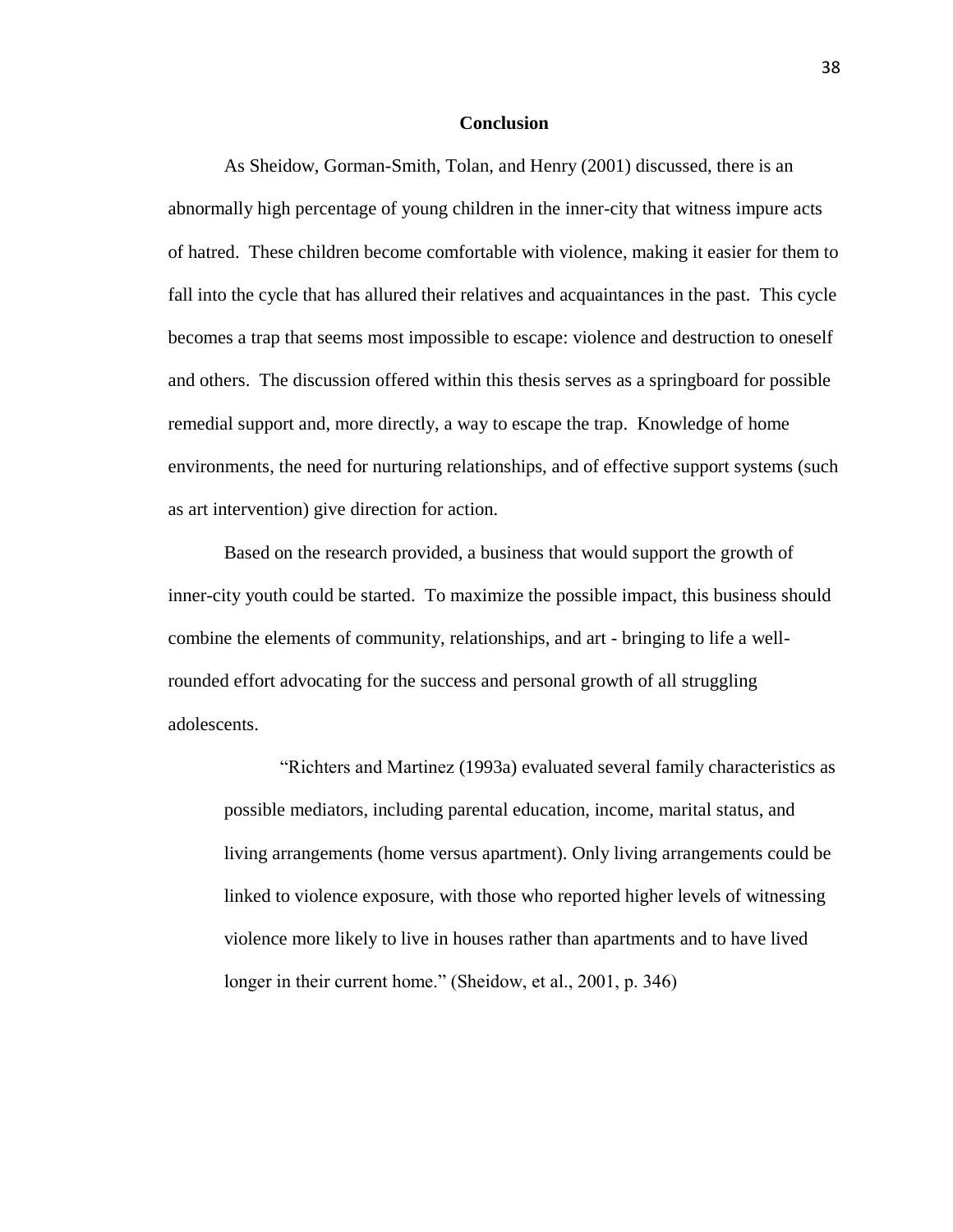## Conclusion

As Sheidow, Gorman-Smith, Tolan, and Henry (2001) discussed, there is an abnormally high percentage of young children in the inner-city that witness impure acts of hatred. These children become comfortable with violence, making it easier for them to fall into the cycle that has allured their relatives and acquaintances in the past. This cycle becomes a trap that seems most impossible to escape: violence and destruction to oneself and others. The discussion offered within this thesis serves as a springboard for possible remedial support and, more directly, a way to escape the trap. Knowledge of home environments, the need for nurturing relationships, and of effective support systems (such as art intervention) give direction for action.

Based on the research provided, a business that would support the growth of inner-city youth could be started. To maximize the possible impact, this business should combine the elements of community, relationships, and art - bringing to life a well-rounded effort advocating for the success and personal growth of all struggling adolescents.

> "Richters and Martinez (1993a) evaluated several family characteristics as possible mediators, including parental education, income, marital status, and living arrangements (home versus apartment). Only living arrangements could be linked to violence exposure, with those who reported higher levels of witnessing violence more likely to live in houses rather than apartments and to have lived longer in their current home." (Sheidow, et al., 2001, p. 346)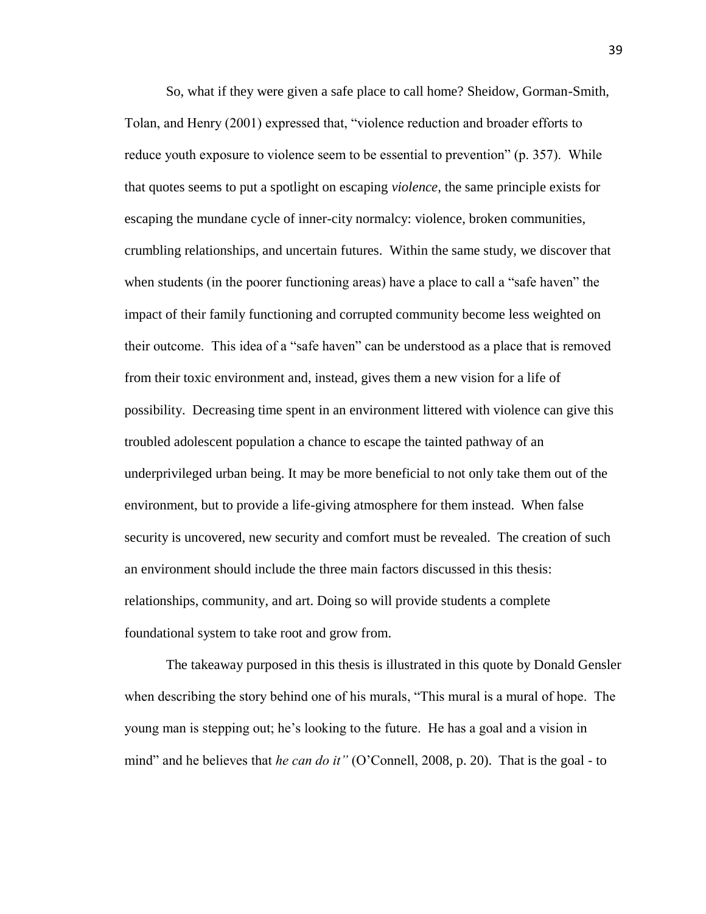So, what if they were given a safe place to call home? Sheidow, Gorman-Smith, Tolan, and Henry (2001) expressed that, "violence reduction and broader efforts to reduce youth exposure to violence seem to be essential to prevention" (p. 357). While that quotes seems to put a spotlight on escaping *violence,* the same principle exists for escaping the mundane cycle of inner-city normalcy: violence, broken communities, crumbling relationships, and uncertain futures. Within the same study, we discover that when students (in the poorer functioning areas) have a place to call a "safe haven" the impact of their family functioning and corrupted community become less weighted on their outcome. This idea of a "safe haven" can be understood as a place that is removed from their toxic environment and, instead, gives them a new vision for a life of possibility. Decreasing time spent in an environment littered with violence can give this troubled adolescent population a chance to escape the tainted pathway of an underprivileged urban being. It may be more beneficial to not only take them out of the environment, but to provide a life-giving atmosphere for them instead. When false security is uncovered, new security and comfort must be revealed. The creation of such an environment should include the three main factors discussed in this thesis: relationships, community, and art. Doing so will provide students a complete foundational system to take root and grow from.

The takeaway purposed in this thesis is illustrated in this quote by Donald Gensler when describing the story behind one of his murals, "This mural is a mural of hope. The young man is stepping out; he's looking to the future. He has a goal and a vision in mind" and he believes that *he can do it"* (O'Connell, 2008, p. 20). That is the goal - to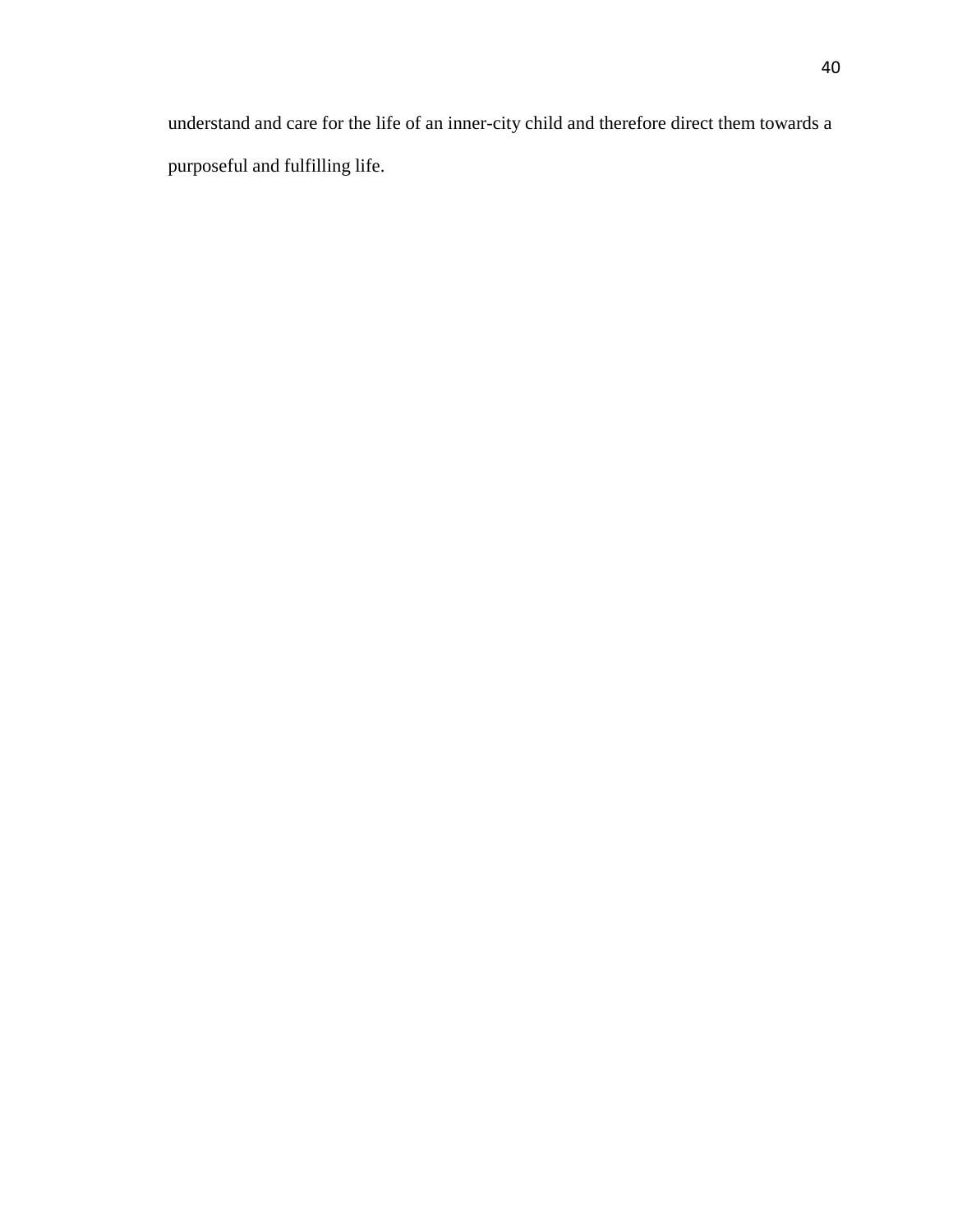understand and care for the life of an inner-city child and therefore direct them towards a purposeful and fulfilling life.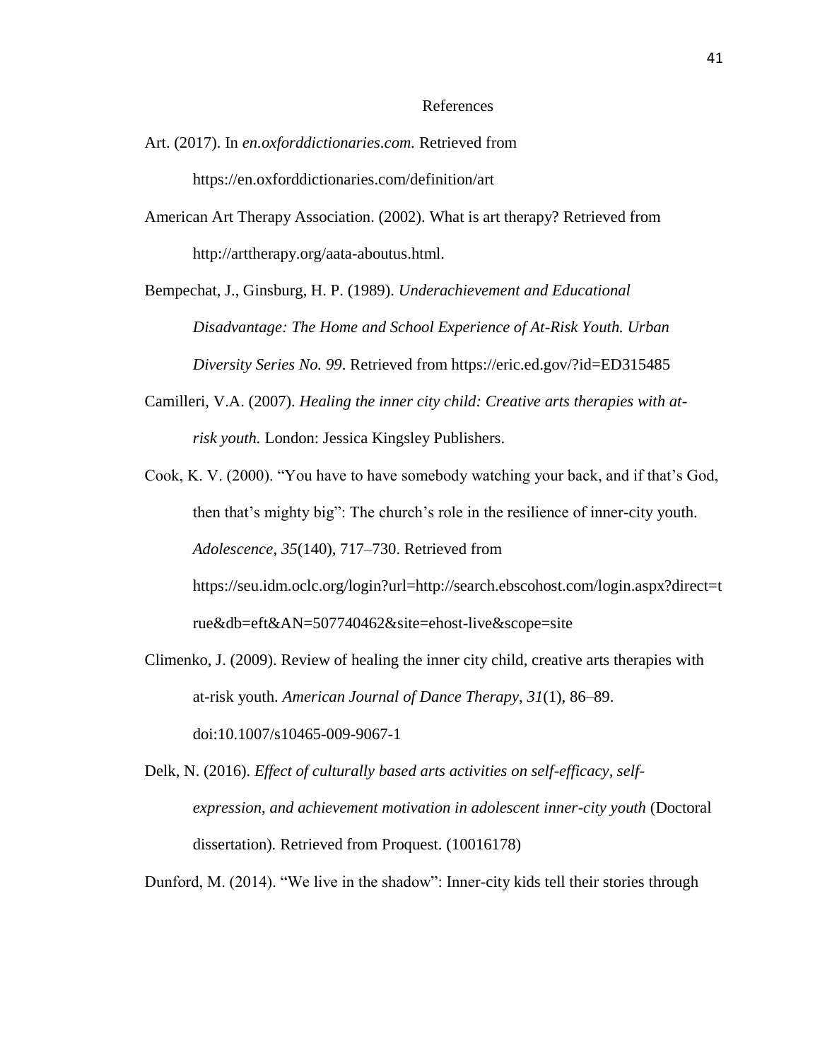# References

Art. (2017). In *en.oxforddictionaries.com.* Retrieved from https://en.oxforddictionaries.com/definition/art

American Art Therapy Association. (2002). What is art therapy? Retrieved from http://arttherapy.org/aata-aboutus.html.

Bempechat, J., Ginsburg, H. P. (1989). *Underachievement and Educational Disadvantage: The Home and School Experience of At-Risk Youth. Urban Diversity Series No. 99*. Retrieved from https://eric.ed.gov/?id=ED315485

Camilleri, V.A. (2007). *Healing the inner city child: Creative arts therapies with at-risk youth.* London: Jessica Kingsley Publishers.

Cook, K. V. (2000). "You have to have somebody watching your back, and if that's God, then that's mighty big": The church's role in the resilience of inner-city youth. *Adolescence*, *35*(140), 717–730. Retrieved from https://seu.idm.oclc.org/login?url=http://search.ebscohost.com/login.aspx?direct=true&db=eft&AN=507740462&site=ehost-live&scope=site

Climenko, J. (2009). Review of healing the inner city child, creative arts therapies with at-risk youth. *American Journal of Dance Therapy*, *31*(1), 86–89. doi:10.1007/s10465-009-9067-1

Delk, N. (2016). *Effect of culturally based arts activities on self-efficacy, self-expression, and achievement motivation in adolescent inner-city youth* (Doctoral dissertation). Retrieved from Proquest. (10016178)

Dunford, M. (2014). "We live in the shadow": Inner-city kids tell their stories through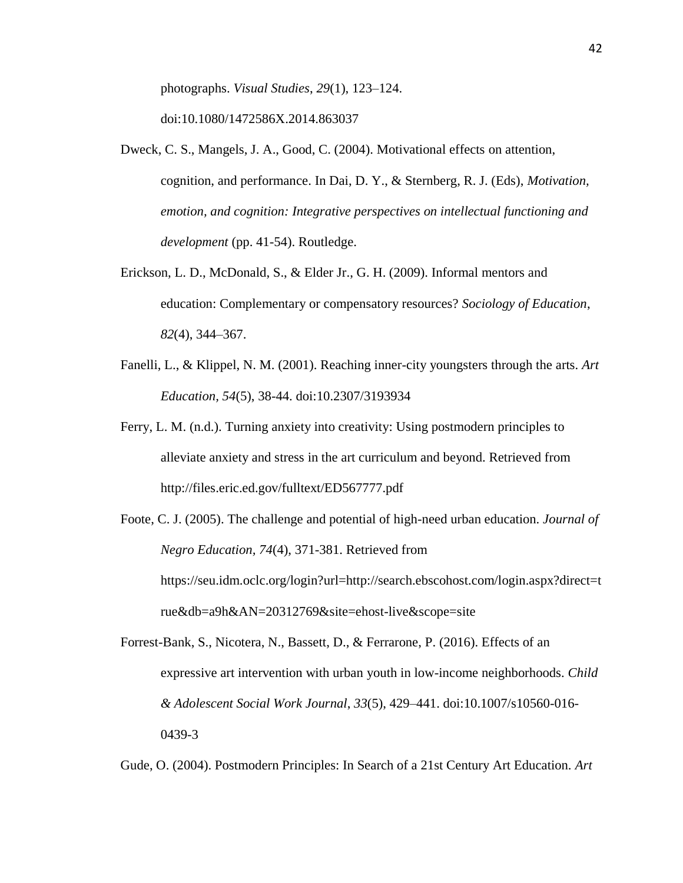photographs. *Visual Studies*, *29*(1), 123–124. doi:10.1080/1472586X.2014.863037

Dweck, C. S., Mangels, J. A., Good, C. (2004). Motivational effects on attention, cognition, and performance. In Dai, D. Y., & Sternberg, R. J. (Eds), *Motivation, emotion, and cognition: Integrative perspectives on intellectual functioning and development* (pp. 41-54). Routledge.

Erickson, L. D., McDonald, S., & Elder Jr., G. H. (2009). Informal mentors and education: Complementary or compensatory resources? *Sociology of Education*, *82*(4), 344–367.

Fanelli, L., & Klippel, N. M. (2001). Reaching inner-city youngsters through the arts. *Art Education, 54*(5), 38-44. doi:10.2307/3193934

Ferry, L. M. (n.d.). Turning anxiety into creativity: Using postmodern principles to alleviate anxiety and stress in the art curriculum and beyond. Retrieved from http://files.eric.ed.gov/fulltext/ED567777.pdf

Foote, C. J. (2005). The challenge and potential of high-need urban education. *Journal of Negro Education, 74*(4), 371-381. Retrieved from https://seu.idm.oclc.org/login?url=http://search.ebscohost.com/login.aspx?direct=true&db=a9h&AN=20312769&site=ehost-live&scope=site

Forrest-Bank, S., Nicotera, N., Bassett, D., & Ferrarone, P. (2016). Effects of an expressive art intervention with urban youth in low-income neighborhoods. *Child & Adolescent Social Work Journal*, *33*(5), 429–441. doi:10.1007/s10560-016-0439-3

Gude, O. (2004). Postmodern Principles: In Search of a 21st Century Art Education. *Art*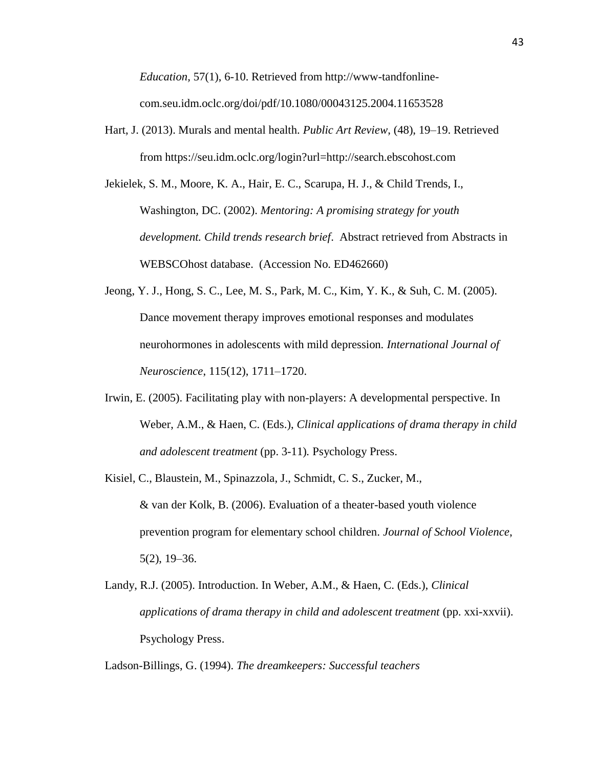*Education,* 57(1), 6-10. Retrieved from http://www-tandfonline-com.seu.idm.oclc.org/doi/pdf/10.1080/00043125.2004.11653528

Hart, J. (2013). Murals and mental health. *Public Art Review*, (48), 19–19. Retrieved from https://seu.idm.oclc.org/login?url=http://search.ebscohost.com

Jekielek, S. M., Moore, K. A., Hair, E. C., Scarupa, H. J., & Child Trends, I., Washington, DC. (2002). *Mentoring: A promising strategy for youth development. Child trends research brief*. Abstract retrieved from Abstracts in WEBSCOhost database. (Accession No. ED462660)

Jeong, Y. J., Hong, S. C., Lee, M. S., Park, M. C., Kim, Y. K., & Suh, C. M. (2005). Dance movement therapy improves emotional responses and modulates neurohormones in adolescents with mild depression. *International Journal of Neuroscience*, 115(12), 1711–1720.

Irwin, E. (2005). Facilitating play with non-players: A developmental perspective. In Weber, A.M., & Haen, C. (Eds.), *Clinical applications of drama therapy in child and adolescent treatment* (pp. 3-11). Psychology Press.

Kisiel, C., Blaustein, M., Spinazzola, J., Schmidt, C. S., Zucker, M., & van der Kolk, B. (2006). Evaluation of a theater-based youth violence prevention program for elementary school children. *Journal of School Violence*, 5(2), 19–36.

Landy, R.J. (2005). Introduction. In Weber, A.M., & Haen, C. (Eds.), *Clinical applications of drama therapy in child and adolescent treatment* (pp. xxi-xxvii). Psychology Press.

Ladson-Billings, G. (1994). *The dreamkeepers: Successful teachers*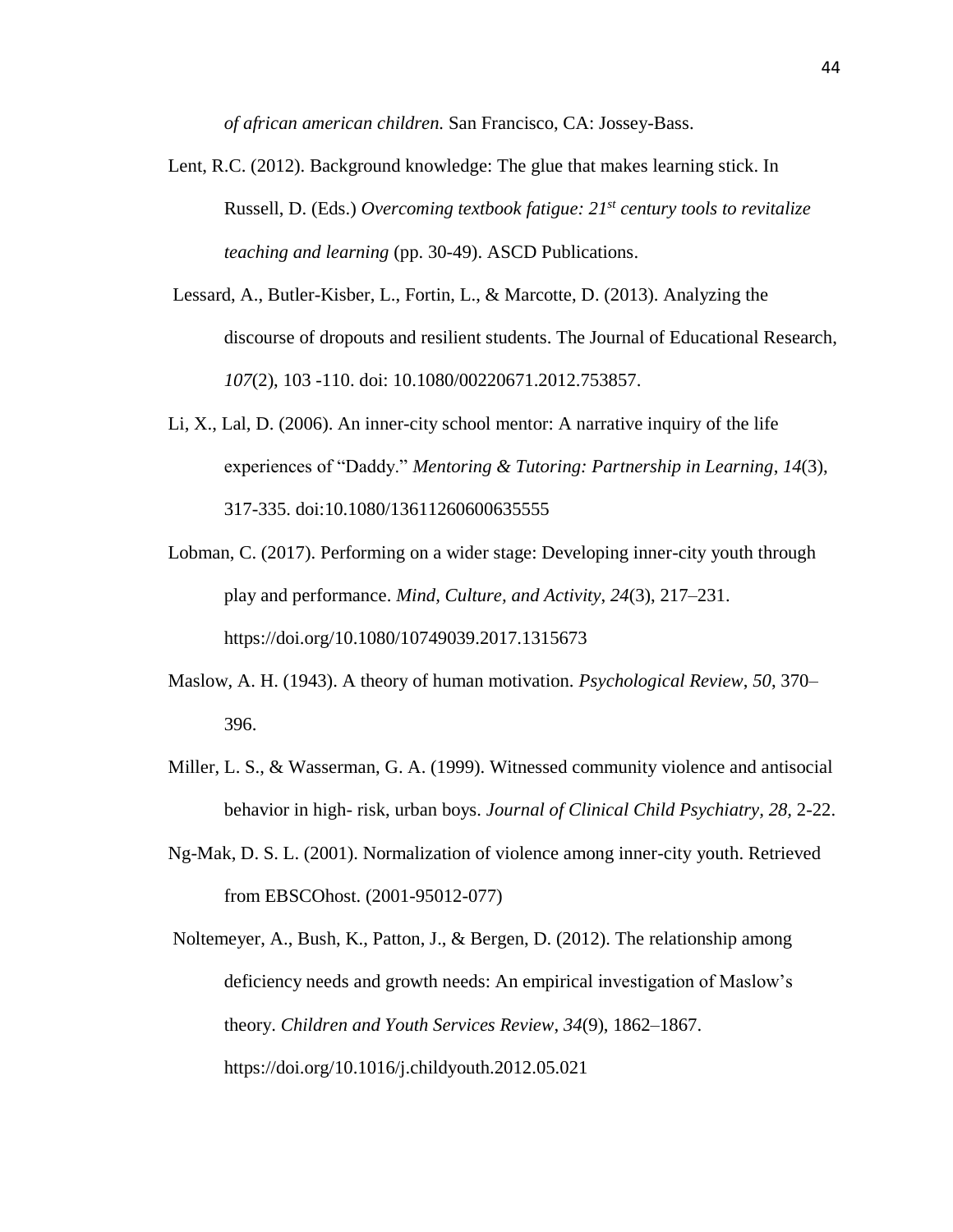*of african american children.* San Francisco, CA: Jossey-Bass.

Lent, R.C. (2012). Background knowledge: The glue that makes learning stick. In Russell, D. (Eds.) *Overcoming textbook fatigue: 21st century tools to revitalize teaching and learning* (pp. 30-49). ASCD Publications.

Lessard, A., Butler-Kisber, L., Fortin, L., & Marcotte, D. (2013). Analyzing the discourse of dropouts and resilient students. The Journal of Educational Research, *107*(2), 103 -110. doi: 10.1080/00220671.2012.753857.

Li, X., Lal, D. (2006). An inner-city school mentor: A narrative inquiry of the life experiences of "Daddy." *Mentoring & Tutoring: Partnership in Learning*, *14*(3), 317-335. doi:10.1080/13611260600635555

Lobman, C. (2017). Performing on a wider stage: Developing inner-city youth through play and performance. *Mind, Culture, and Activity*, *24*(3), 217–231. https://doi.org/10.1080/10749039.2017.1315673

Maslow, A. H. (1943). A theory of human motivation. *Psychological Review*, *50*, 370–396.

Miller, L. S., & Wasserman, G. A. (1999). Witnessed community violence and antisocial behavior in high- risk, urban boys. *Journal of Clinical Child Psychiatry, 28,* 2-22.

Ng-Mak, D. S. L. (2001). Normalization of violence among inner-city youth. Retrieved from EBSCOhost. (2001-95012-077)

Noltemeyer, A., Bush, K., Patton, J., & Bergen, D. (2012). The relationship among deficiency needs and growth needs: An empirical investigation of Maslow's theory. *Children and Youth Services Review*, *34*(9), 1862–1867. https://doi.org/10.1016/j.childyouth.2012.05.021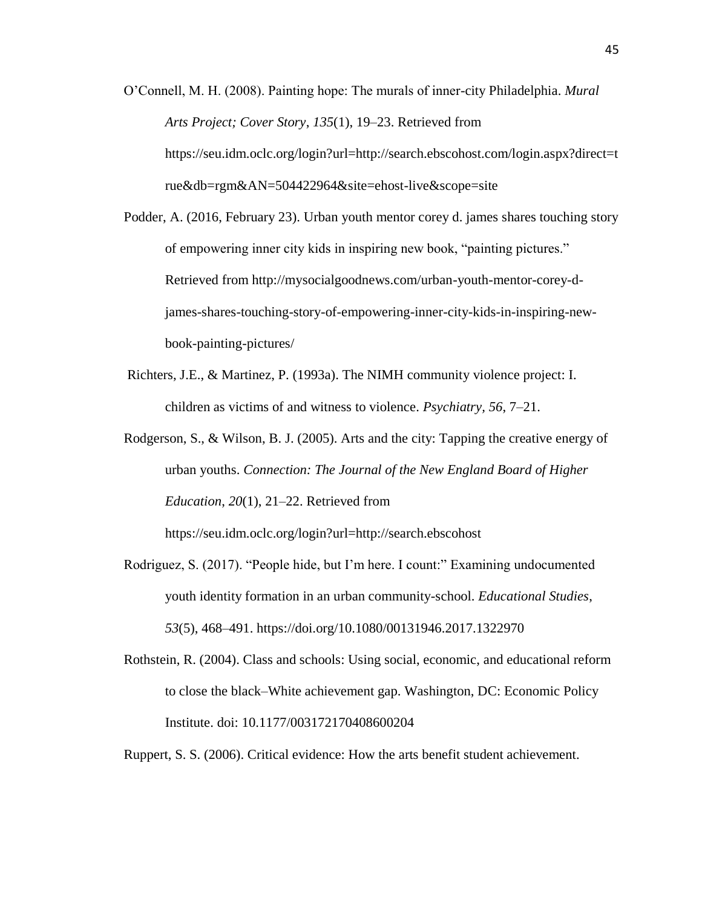O'Connell, M. H. (2008). Painting hope: The murals of inner-city Philadelphia. *Mural Arts Project; Cover Story*, *135*(1), 19–23. Retrieved from https://seu.idm.oclc.org/login?url=http://search.ebscohost.com/login.aspx?direct=true&db=rgm&AN=504422964&site=ehost-live&scope=site

Podder, A. (2016, February 23). Urban youth mentor corey d. james shares touching story of empowering inner city kids in inspiring new book, "painting pictures." Retrieved from http://mysocialgoodnews.com/urban-youth-mentor-corey-d-james-shares-touching-story-of-empowering-inner-city-kids-in-inspiring-new-book-painting-pictures/

Richters, J.E., & Martinez, P. (1993a). The NIMH community violence project: I. children as victims of and witness to violence. *Psychiatry*, *56*, 7–21.

Rodgerson, S., & Wilson, B. J. (2005). Arts and the city: Tapping the creative energy of urban youths. *Connection: The Journal of the New England Board of Higher Education*, *20*(1), 21–22. Retrieved from https://seu.idm.oclc.org/login?url=http://search.ebscohost

Rodriguez, S. (2017). "People hide, but I'm here. I count:" Examining undocumented youth identity formation in an urban community-school. *Educational Studies*, *53*(5), 468–491. https://doi.org/10.1080/00131946.2017.1322970

Rothstein, R. (2004). Class and schools: Using social, economic, and educational reform to close the black–White achievement gap. Washington, DC: Economic Policy Institute. doi: 10.1177/003172170408600204

Ruppert, S. S. (2006). Critical evidence: How the arts benefit student achievement.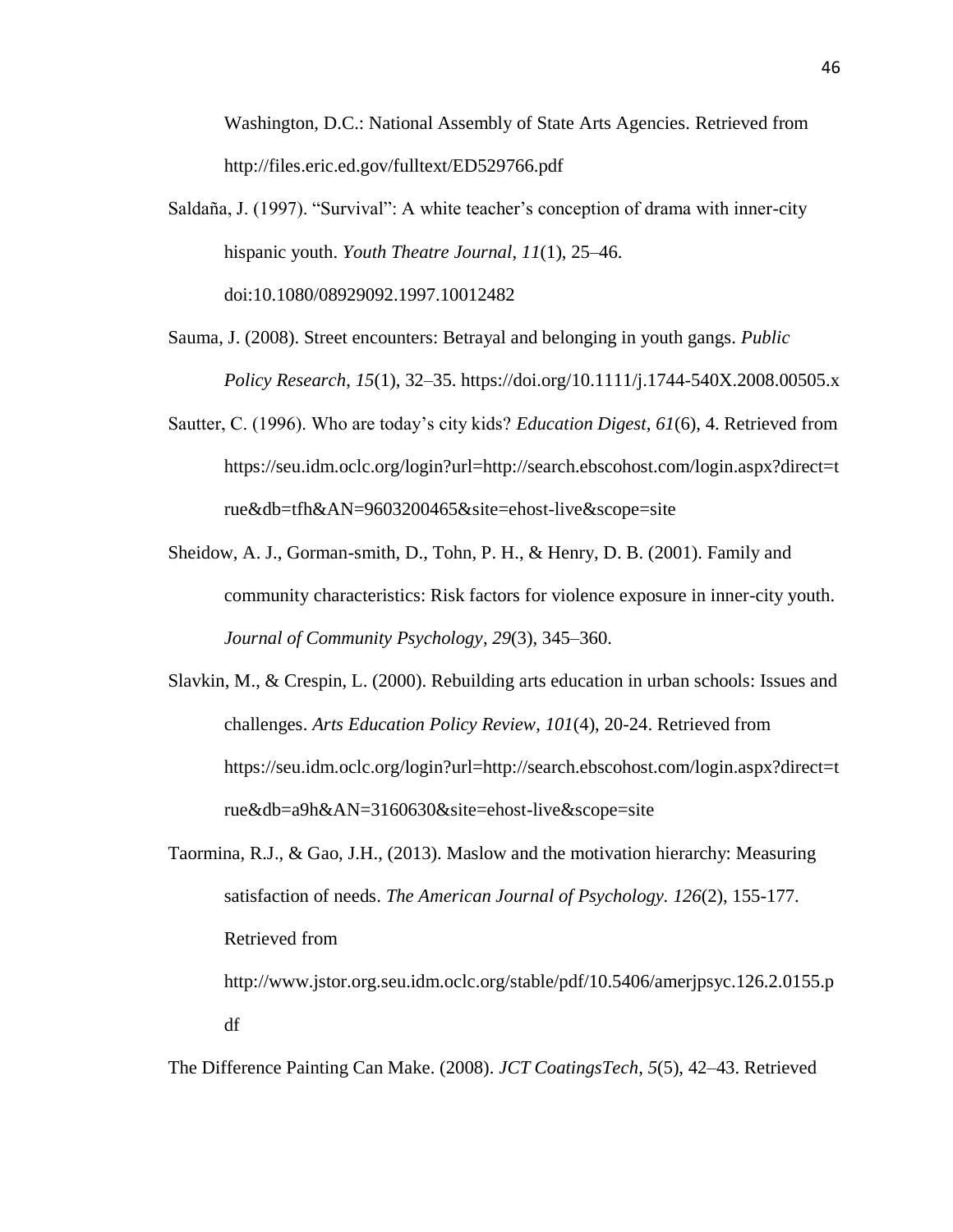Washington, D.C.: National Assembly of State Arts Agencies. Retrieved from http://files.eric.ed.gov/fulltext/ED529766.pdf

Saldaña, J. (1997). "Survival": A white teacher's conception of drama with inner-city hispanic youth. *Youth Theatre Journal*, *11*(1), 25–46. doi:10.1080/08929092.1997.10012482

Sauma, J. (2008). Street encounters: Betrayal and belonging in youth gangs. *Public Policy Research*, *15*(1), 32–35. https://doi.org/10.1111/j.1744-540X.2008.00505.x

Sautter, C. (1996). Who are today's city kids? *Education Digest*, *61*(6), 4. Retrieved from https://seu.idm.oclc.org/login?url=http://search.ebscohost.com/login.aspx?direct=true&db=tfh&AN=9603200465&site=ehost-live&scope=site

Sheidow, A. J., Gorman-smith, D., Tohn, P. H., & Henry, D. B. (2001). Family and community characteristics: Risk factors for violence exposure in inner-city youth. *Journal of Community Psychology*, *29*(3), 345–360.

Slavkin, M., & Crespin, L. (2000). Rebuilding arts education in urban schools: Issues and challenges. *Arts Education Policy Review*, *101*(4), 20-24. Retrieved from https://seu.idm.oclc.org/login?url=http://search.ebscohost.com/login.aspx?direct=true&db=a9h&AN=3160630&site=ehost-live&scope=site

Taormina, R.J., & Gao, J.H., (2013). Maslow and the motivation hierarchy: Measuring satisfaction of needs. *The American Journal of Psychology. 126*(2), 155-177. Retrieved from http://www.jstor.org.seu.idm.oclc.org/stable/pdf/10.5406/amerjpsyc.126.2.0155.pdf

The Difference Painting Can Make. (2008). *JCT CoatingsTech*, *5*(5), 42–43. Retrieved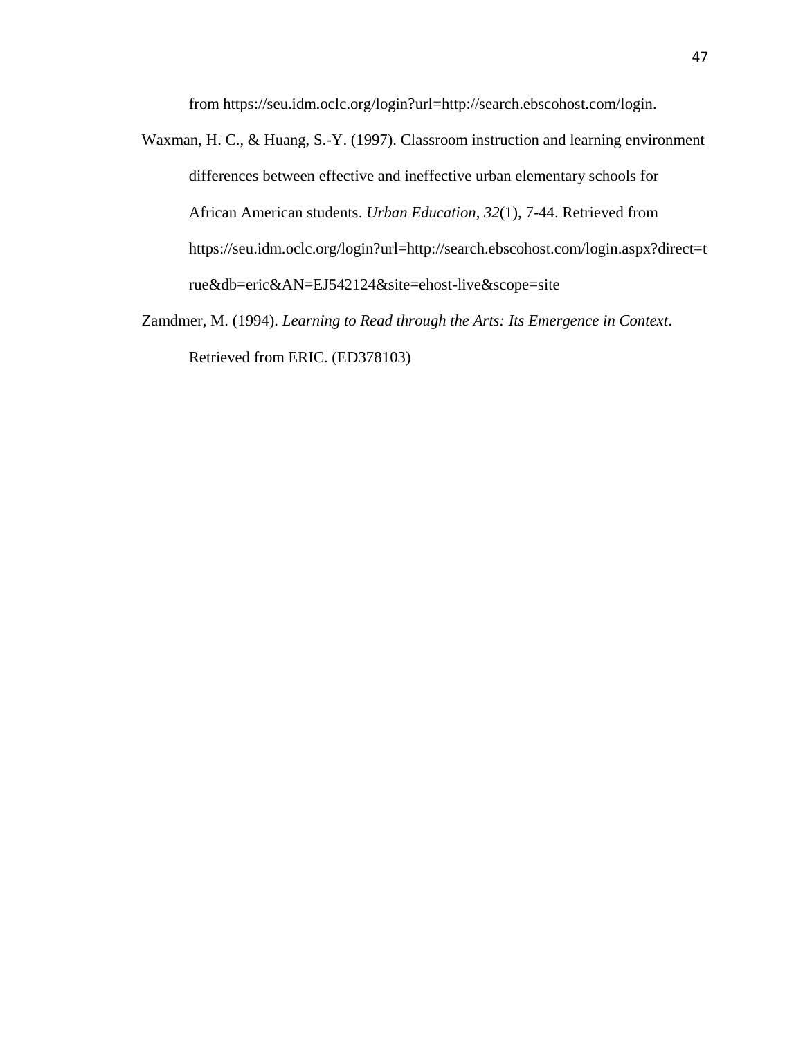from https://seu.idm.oclc.org/login?url=http://search.ebscohost.com/login.

Waxman, H. C., & Huang, S.-Y. (1997). Classroom instruction and learning environment differences between effective and ineffective urban elementary schools for African American students. *Urban Education, 32*(1), 7-44. Retrieved from https://seu.idm.oclc.org/login?url=http://search.ebscohost.com/login.aspx?direct=true&db=eric&AN=EJ542124&site=ehost-live&scope=site

Zamdmer, M. (1994). *Learning to Read through the Arts: Its Emergence in Context*. Retrieved from ERIC. (ED378103)